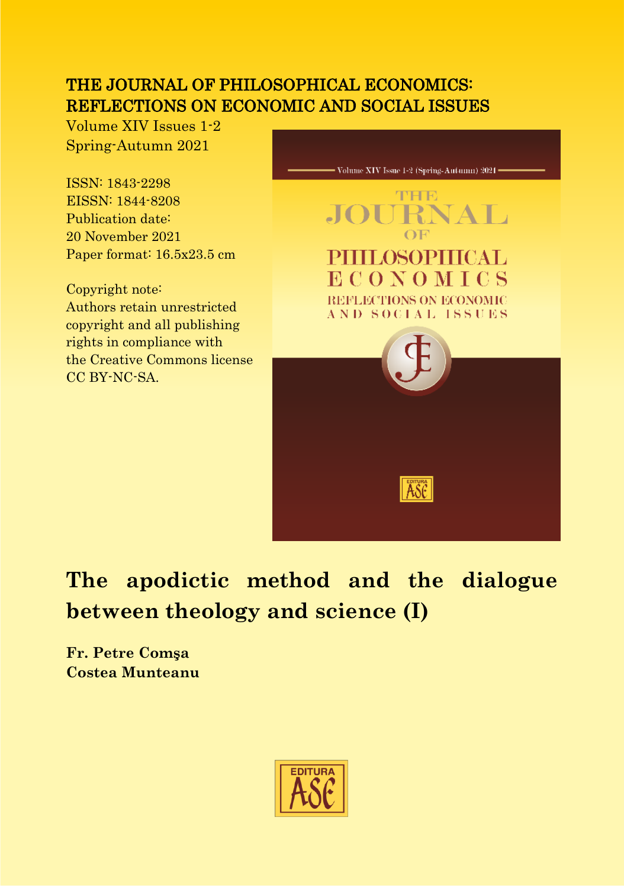THE JOURNAL OF PHILOSOPHICAL ECONOMICS: REFLECTIONS ON ECONOMIC AND SOCIAL ISSUES

Volume XIV Issues 1-2
Spring-Autumn 2021

ISSN: 1843-2298
EISSN: 1844-8208
Publication date:
20 November 2021
Paper format: 16.5x23.5 cm

Copyright note:
Authors retain unrestricted copyright and all publishing rights in compliance with the Creative Commons license CC BY-NC-SA.

# The apodictic method and the dialogue between theology and science (I)

**Fr. Petre Comşa**
**Costea Munteanu**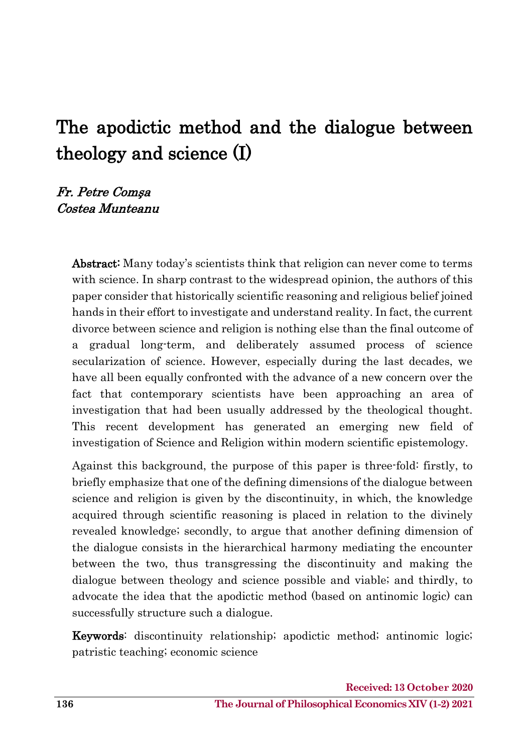# The apodictic method and the dialogue between theology and science (I)

*Fr. Petre Comşa*
*Costea Munteanu*

**Abstract:** Many today's scientists think that religion can never come to terms with science. In sharp contrast to the widespread opinion, the authors of this paper consider that historically scientific reasoning and religious belief joined hands in their effort to investigate and understand reality. In fact, the current divorce between science and religion is nothing else than the final outcome of a gradual long-term, and deliberately assumed process of science secularization of science. However, especially during the last decades, we have all been equally confronted with the advance of a new concern over the fact that contemporary scientists have been approaching an area of investigation that had been usually addressed by the theological thought. This recent development has generated an emerging new field of investigation of Science and Religion within modern scientific epistemology.

Against this background, the purpose of this paper is three-fold: firstly, to briefly emphasize that one of the defining dimensions of the dialogue between science and religion is given by the discontinuity, in which, the knowledge acquired through scientific reasoning is placed in relation to the divinely revealed knowledge; secondly, to argue that another defining dimension of the dialogue consists in the hierarchical harmony mediating the encounter between the two, thus transgressing the discontinuity and making the dialogue between theology and science possible and viable; and thirdly, to advocate the idea that the apodictic method (based on antinomic logic) can successfully structure such a dialogue.

**Keywords**: discontinuity relationship; apodictic method; antinomic logic; patristic teaching; economic science

**Received: 13 October 2020**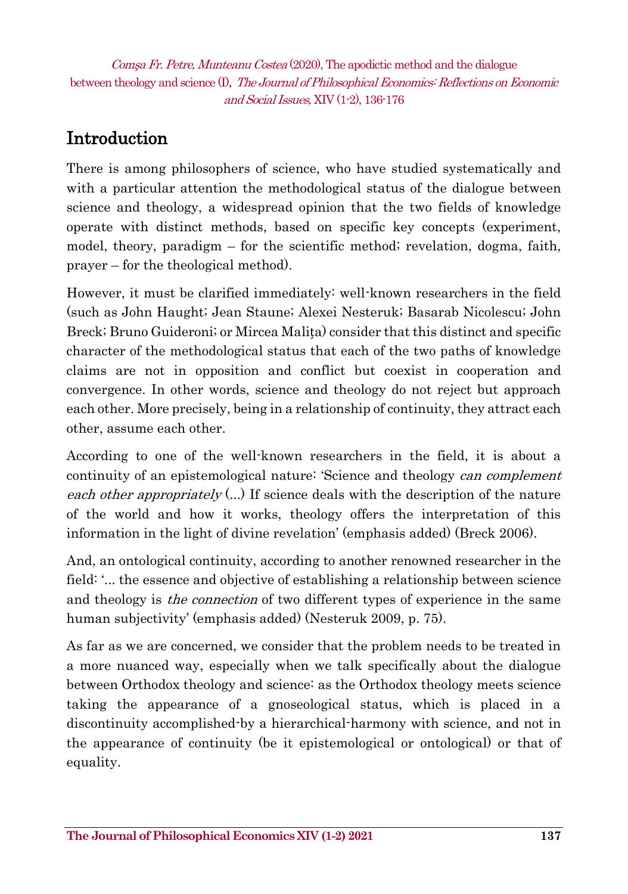## Introduction

There is among philosophers of science, who have studied systematically and with a particular attention the methodological status of the dialogue between science and theology, a widespread opinion that the two fields of knowledge operate with distinct methods, based on specific key concepts (experiment, model, theory, paradigm – for the scientific method; revelation, dogma, faith, prayer – for the theological method).

However, it must be clarified immediately: well-known researchers in the field (such as John Haught; Jean Staune; Alexei Nesteruk; Basarab Nicolescu; John Breck; Bruno Guideroni; or Mircea Malița) consider that this distinct and specific character of the methodological status that each of the two paths of knowledge claims are not in opposition and conflict but coexist in cooperation and convergence. In other words, science and theology do not reject but approach each other. More precisely, being in a relationship of continuity, they attract each other, assume each other.

According to one of the well-known researchers in the field, it is about a continuity of an epistemological nature: 'Science and theology *can complement each other appropriately* (...) If science deals with the description of the nature of the world and how it works, theology offers the interpretation of this information in the light of divine revelation' (emphasis added) (Breck 2006).

And, an ontological continuity, according to another renowned researcher in the field: '... the essence and objective of establishing a relationship between science and theology is *the connection* of two different types of experience in the same human subjectivity' (emphasis added) (Nesteruk 2009, p. 75).

As far as we are concerned, we consider that the problem needs to be treated in a more nuanced way, especially when we talk specifically about the dialogue between Orthodox theology and science: as the Orthodox theology meets science taking the appearance of a gnoseological status, which is placed in a discontinuity accomplished-by a hierarchical-harmony with science, and not in the appearance of continuity (be it epistemological or ontological) or that of equality.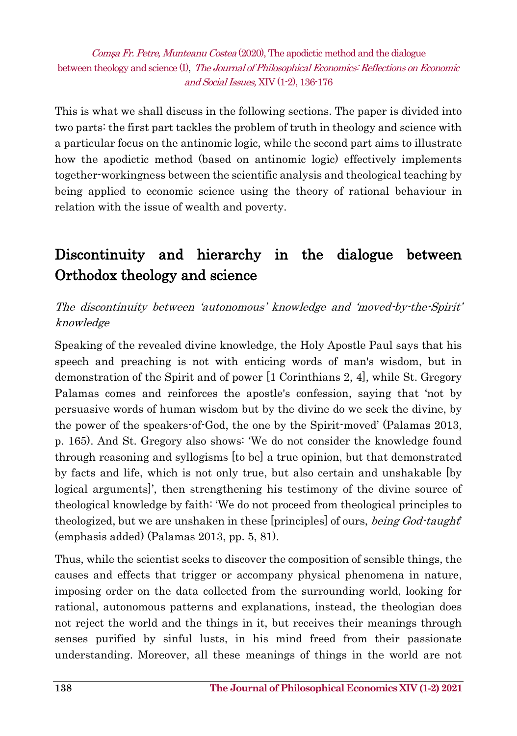This is what we shall discuss in the following sections. The paper is divided into two parts: the first part tackles the problem of truth in theology and science with a particular focus on the antinomic logic, while the second part aims to illustrate how the apodictic method (based on antinomic logic) effectively implements together-workingness between the scientific analysis and theological teaching by being applied to economic science using the theory of rational behaviour in relation with the issue of wealth and poverty.

## Discontinuity and hierarchy in the dialogue between Orthodox theology and science

### *The discontinuity between 'autonomous' knowledge and 'moved-by-the-Spirit' knowledge*

Speaking of the revealed divine knowledge, the Holy Apostle Paul says that his speech and preaching is not with enticing words of man's wisdom, but in demonstration of the Spirit and of power [1 Corinthians 2, 4], while St. Gregory Palamas comes and reinforces the apostle's confession, saying that 'not by persuasive words of human wisdom but by the divine do we seek the divine, by the power of the speakers-of-God, the one by the Spirit-moved' (Palamas 2013, p. 165). And St. Gregory also shows: 'We do not consider the knowledge found through reasoning and syllogisms [to be] a true opinion, but that demonstrated by facts and life, which is not only true, but also certain and unshakable [by logical arguments]', then strengthening his testimony of the divine source of theological knowledge by faith: 'We do not proceed from theological principles to theologized, but we are unshaken in these [principles] of ours, *being God-taught*' (emphasis added) (Palamas 2013, pp. 5, 81).

Thus, while the scientist seeks to discover the composition of sensible things, the causes and effects that trigger or accompany physical phenomena in nature, imposing order on the data collected from the surrounding world, looking for rational, autonomous patterns and explanations, instead, the theologian does not reject the world and the things in it, but receives their meanings through senses purified by sinful lusts, in his mind freed from their passionate understanding. Moreover, all these meanings of things in the world are not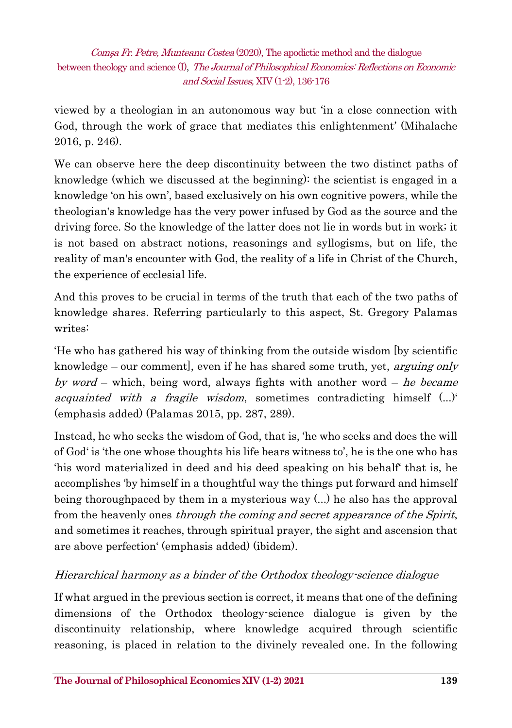viewed by a theologian in an autonomous way but 'in a close connection with God, through the work of grace that mediates this enlightenment' (Mihalache 2016, p. 246).

We can observe here the deep discontinuity between the two distinct paths of knowledge (which we discussed at the beginning): the scientist is engaged in a knowledge 'on his own', based exclusively on his own cognitive powers, while the theologian's knowledge has the very power infused by God as the source and the driving force. So the knowledge of the latter does not lie in words but in work; it is not based on abstract notions, reasonings and syllogisms, but on life, the reality of man's encounter with God, the reality of a life in Christ of the Church, the experience of ecclesial life.

And this proves to be crucial in terms of the truth that each of the two paths of knowledge shares. Referring particularly to this aspect, St. Gregory Palamas writes:

'He who has gathered his way of thinking from the outside wisdom [by scientific knowledge – our comment], even if he has shared some truth, yet, *arguing only by word* – which, being word, always fights with another word – *he became acquainted with a fragile wisdom*, sometimes contradicting himself (...)' (emphasis added) (Palamas 2015, pp. 287, 289).

Instead, he who seeks the wisdom of God, that is, 'he who seeks and does the will of God' is 'the one whose thoughts his life bears witness to', he is the one who has 'his word materialized in deed and his deed speaking on his behalf' that is, he accomplishes 'by himself in a thoughtful way the things put forward and himself being thoroughpaced by them in a mysterious way (...) he also has the approval from the heavenly ones *through the coming and secret appearance of the Spirit*, and sometimes it reaches, through spiritual prayer, the sight and ascension that are above perfection' (emphasis added) (ibidem).

### *Hierarchical harmony as a binder of the Orthodox theology-science dialogue*

If what argued in the previous section is correct, it means that one of the defining dimensions of the Orthodox theology-science dialogue is given by the discontinuity relationship, where knowledge acquired through scientific reasoning, is placed in relation to the divinely revealed one. In the following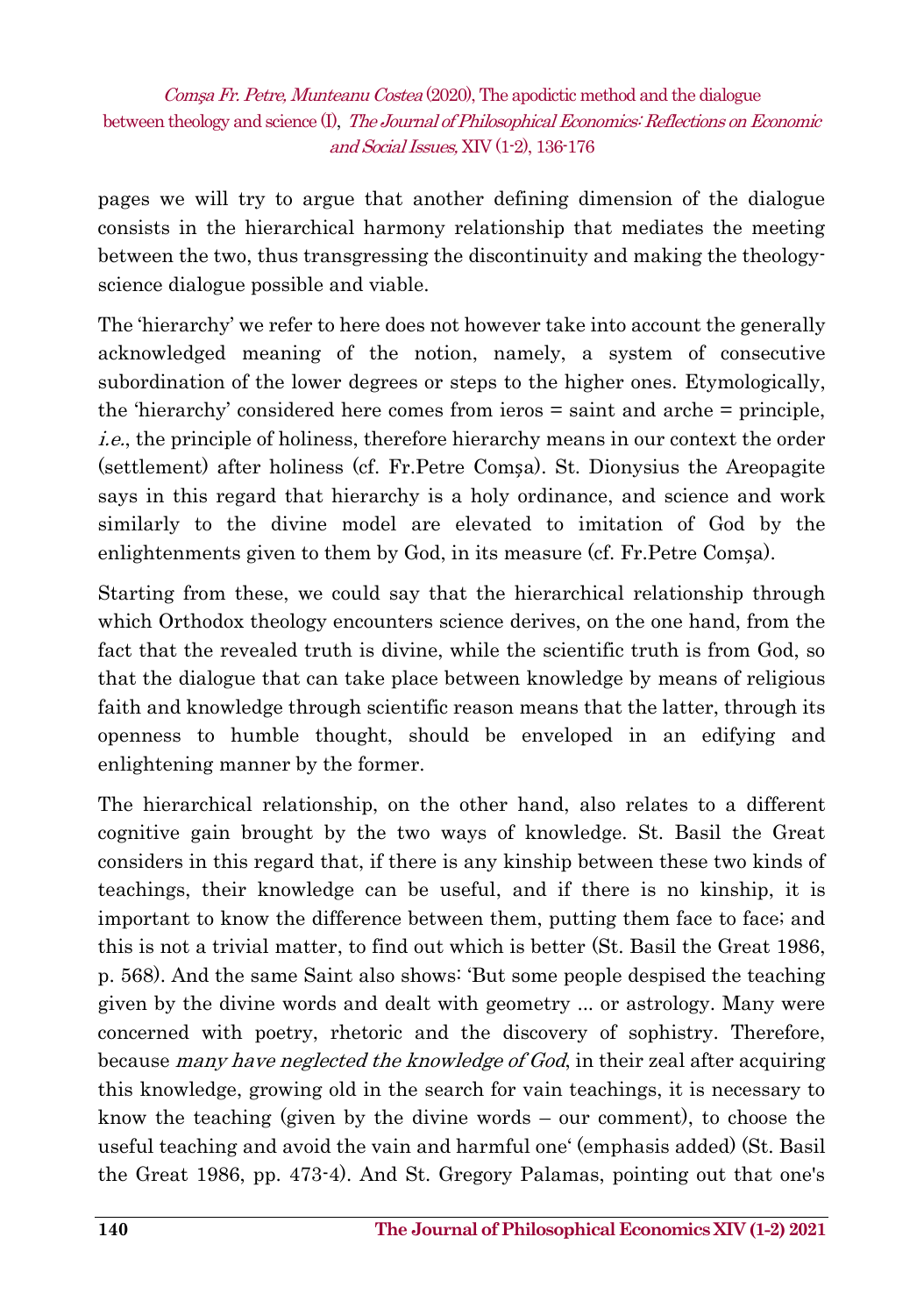pages we will try to argue that another defining dimension of the dialogue consists in the hierarchical harmony relationship that mediates the meeting between the two, thus transgressing the discontinuity and making the theology-science dialogue possible and viable.

The 'hierarchy' we refer to here does not however take into account the generally acknowledged meaning of the notion, namely, a system of consecutive subordination of the lower degrees or steps to the higher ones. Etymologically, the 'hierarchy' considered here comes from ieros = saint and arche = principle, *i.e.*, the principle of holiness, therefore hierarchy means in our context the order (settlement) after holiness (cf. Fr.Petre Comșa). St. Dionysius the Areopagite says in this regard that hierarchy is a holy ordinance, and science and work similarly to the divine model are elevated to imitation of God by the enlightenments given to them by God, in its measure (cf. Fr.Petre Comșa).

Starting from these, we could say that the hierarchical relationship through which Orthodox theology encounters science derives, on the one hand, from the fact that the revealed truth is divine, while the scientific truth is from God, so that the dialogue that can take place between knowledge by means of religious faith and knowledge through scientific reason means that the latter, through its openness to humble thought, should be enveloped in an edifying and enlightening manner by the former.

The hierarchical relationship, on the other hand, also relates to a different cognitive gain brought by the two ways of knowledge. St. Basil the Great considers in this regard that, if there is any kinship between these two kinds of teachings, their knowledge can be useful, and if there is no kinship, it is important to know the difference between them, putting them face to face; and this is not a trivial matter, to find out which is better (St. Basil the Great 1986, p. 568). And the same Saint also shows: 'But some people despised the teaching given by the divine words and dealt with geometry ... or astrology. Many were concerned with poetry, rhetoric and the discovery of sophistry. Therefore, because *many have neglected the knowledge of God*, in their zeal after acquiring this knowledge, growing old in the search for vain teachings, it is necessary to know the teaching (given by the divine words – our comment), to choose the useful teaching and avoid the vain and harmful one' (emphasis added) (St. Basil the Great 1986, pp. 473-4). And St. Gregory Palamas, pointing out that one's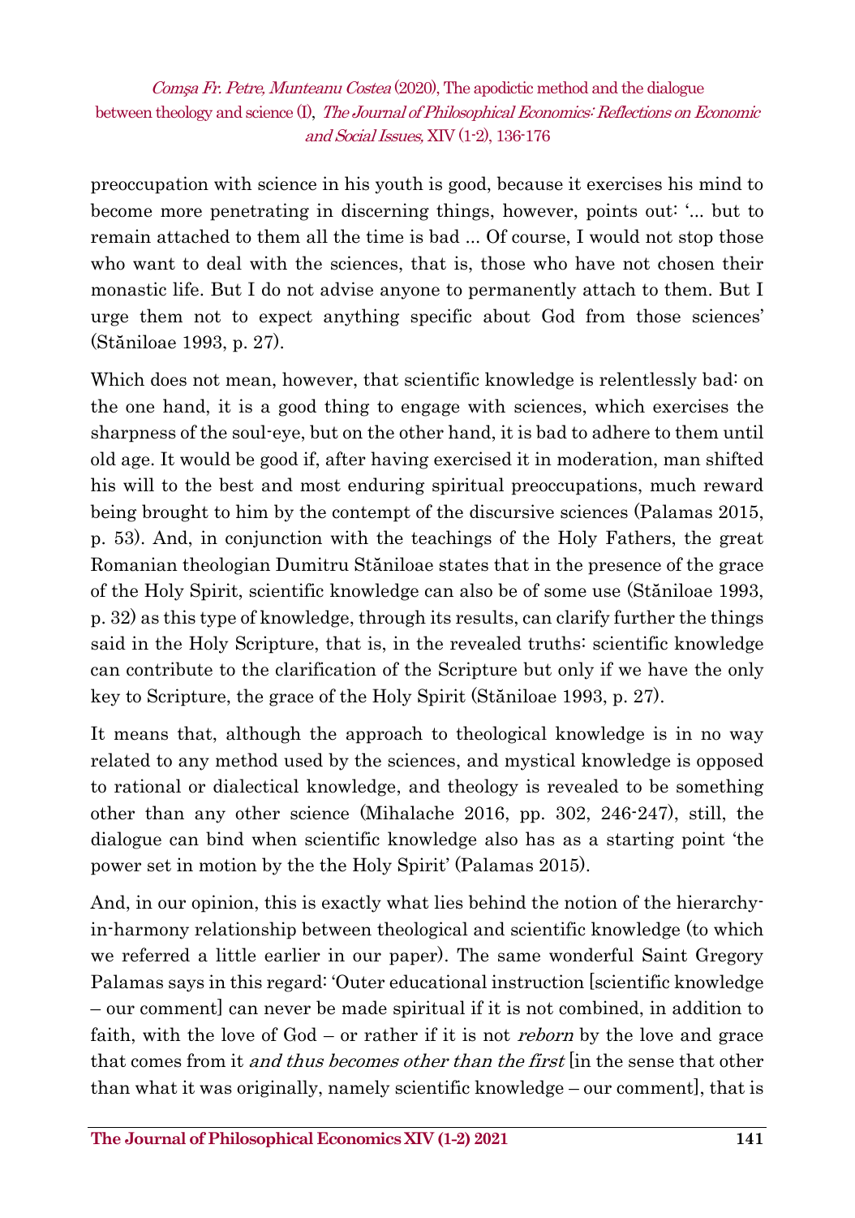preoccupation with science in his youth is good, because it exercises his mind to become more penetrating in discerning things, however, points out: '... but to remain attached to them all the time is bad ... Of course, I would not stop those who want to deal with the sciences, that is, those who have not chosen their monastic life. But I do not advise anyone to permanently attach to them. But I urge them not to expect anything specific about God from those sciences' (Stăniloae 1993, p. 27).

Which does not mean, however, that scientific knowledge is relentlessly bad: on the one hand, it is a good thing to engage with sciences, which exercises the sharpness of the soul-eye, but on the other hand, it is bad to adhere to them until old age. It would be good if, after having exercised it in moderation, man shifted his will to the best and most enduring spiritual preoccupations, much reward being brought to him by the contempt of the discursive sciences (Palamas 2015, p. 53). And, in conjunction with the teachings of the Holy Fathers, the great Romanian theologian Dumitru Stăniloae states that in the presence of the grace of the Holy Spirit, scientific knowledge can also be of some use (Stăniloae 1993, p. 32) as this type of knowledge, through its results, can clarify further the things said in the Holy Scripture, that is, in the revealed truths: scientific knowledge can contribute to the clarification of the Scripture but only if we have the only key to Scripture, the grace of the Holy Spirit (Stăniloae 1993, p. 27).

It means that, although the approach to theological knowledge is in no way related to any method used by the sciences, and mystical knowledge is opposed to rational or dialectical knowledge, and theology is revealed to be something other than any other science (Mihalache 2016, pp. 302, 246-247), still, the dialogue can bind when scientific knowledge also has as a starting point 'the power set in motion by the the Holy Spirit' (Palamas 2015).

And, in our opinion, this is exactly what lies behind the notion of the hierarchy-in-harmony relationship between theological and scientific knowledge (to which we referred a little earlier in our paper). The same wonderful Saint Gregory Palamas says in this regard: 'Outer educational instruction [scientific knowledge – our comment] can never be made spiritual if it is not combined, in addition to faith, with the love of God – or rather if it is not *reborn* by the love and grace that comes from it *and thus becomes other than the first* [in the sense that other than what it was originally, namely scientific knowledge – our comment], that is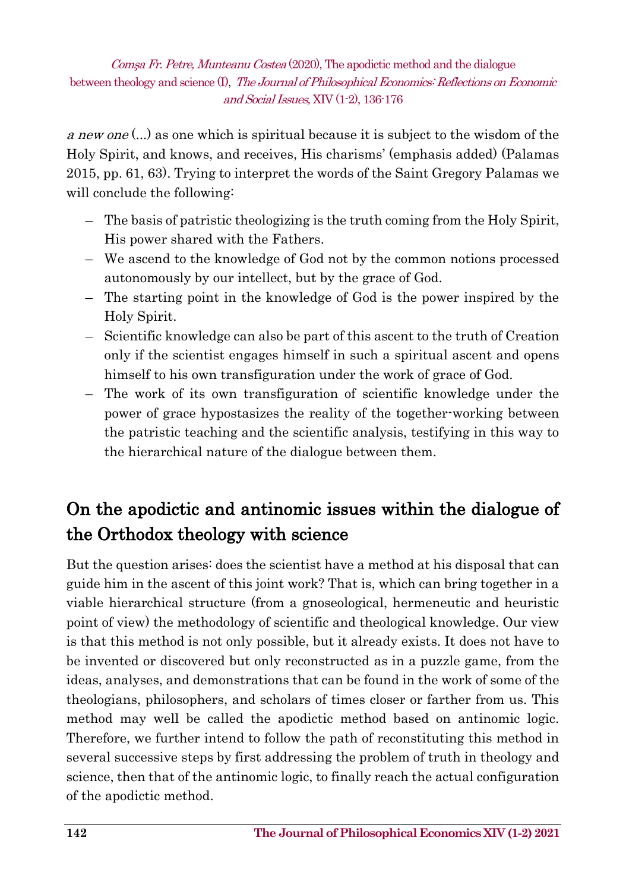*a new one* (...) as one which is spiritual because it is subject to the wisdom of the Holy Spirit, and knows, and receives, His charisms' (emphasis added) (Palamas 2015, pp. 61, 63). Trying to interpret the words of the Saint Gregory Palamas we will conclude the following:

- The basis of patristic theologizing is the truth coming from the Holy Spirit, His power shared with the Fathers.
- We ascend to the knowledge of God not by the common notions processed autonomously by our intellect, but by the grace of God.
- The starting point in the knowledge of God is the power inspired by the Holy Spirit.
- Scientific knowledge can also be part of this ascent to the truth of Creation only if the scientist engages himself in such a spiritual ascent and opens himself to his own transfiguration under the work of grace of God.
- The work of its own transfiguration of scientific knowledge under the power of grace hypostasizes the reality of the together-working between the patristic teaching and the scientific analysis, testifying in this way to the hierarchical nature of the dialogue between them.

## On the apodictic and antinomic issues within the dialogue of the Orthodox theology with science

But the question arises: does the scientist have a method at his disposal that can guide him in the ascent of this joint work? That is, which can bring together in a viable hierarchical structure (from a gnoseological, hermeneutic and heuristic point of view) the methodology of scientific and theological knowledge. Our view is that this method is not only possible, but it already exists. It does not have to be invented or discovered but only reconstructed as in a puzzle game, from the ideas, analyses, and demonstrations that can be found in the work of some of the theologians, philosophers, and scholars of times closer or farther from us. This method may well be called the apodictic method based on antinomic logic. Therefore, we further intend to follow the path of reconstituting this method in several successive steps by first addressing the problem of truth in theology and science, then that of the antinomic logic, to finally reach the actual configuration of the apodictic method.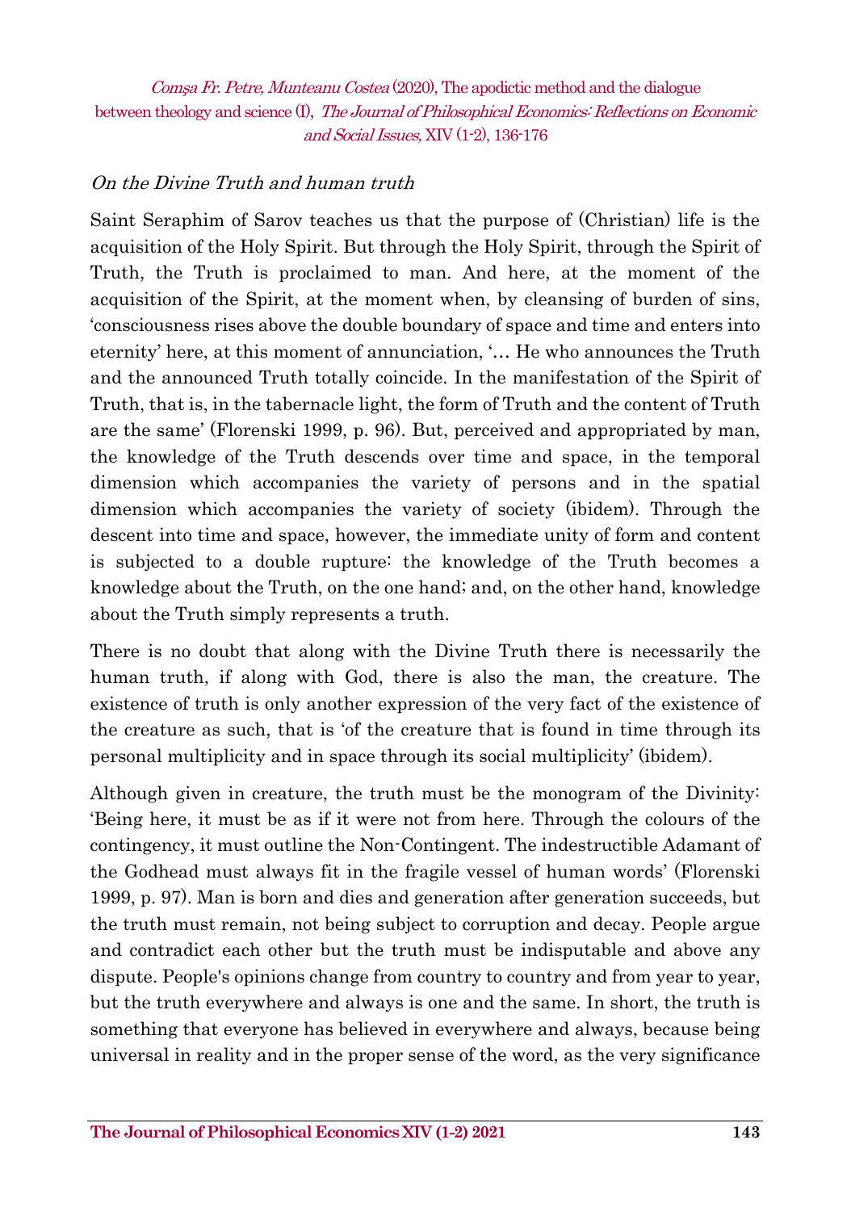*On the Divine Truth and human truth*

Saint Seraphim of Sarov teaches us that the purpose of (Christian) life is the acquisition of the Holy Spirit. But through the Holy Spirit, through the Spirit of Truth, the Truth is proclaimed to man. And here, at the moment of the acquisition of the Spirit, at the moment when, by cleansing of burden of sins, 'consciousness rises above the double boundary of space and time and enters into eternity' here, at this moment of annunciation, '… He who announces the Truth and the announced Truth totally coincide. In the manifestation of the Spirit of Truth, that is, in the tabernacle light, the form of Truth and the content of Truth are the same' (Florenski 1999, p. 96). But, perceived and appropriated by man, the knowledge of the Truth descends over time and space, in the temporal dimension which accompanies the variety of persons and in the spatial dimension which accompanies the variety of society (ibidem). Through the descent into time and space, however, the immediate unity of form and content is subjected to a double rupture: the knowledge of the Truth becomes a knowledge about the Truth, on the one hand; and, on the other hand, knowledge about the Truth simply represents a truth.

There is no doubt that along with the Divine Truth there is necessarily the human truth, if along with God, there is also the man, the creature. The existence of truth is only another expression of the very fact of the existence of the creature as such, that is 'of the creature that is found in time through its personal multiplicity and in space through its social multiplicity' (ibidem).

Although given in creature, the truth must be the monogram of the Divinity: 'Being here, it must be as if it were not from here. Through the colours of the contingency, it must outline the Non-Contingent. The indestructible Adamant of the Godhead must always fit in the fragile vessel of human words' (Florenski 1999, p. 97). Man is born and dies and generation after generation succeeds, but the truth must remain, not being subject to corruption and decay. People argue and contradict each other but the truth must be indisputable and above any dispute. People's opinions change from country to country and from year to year, but the truth everywhere and always is one and the same. In short, the truth is something that everyone has believed in everywhere and always, because being universal in reality and in the proper sense of the word, as the very significance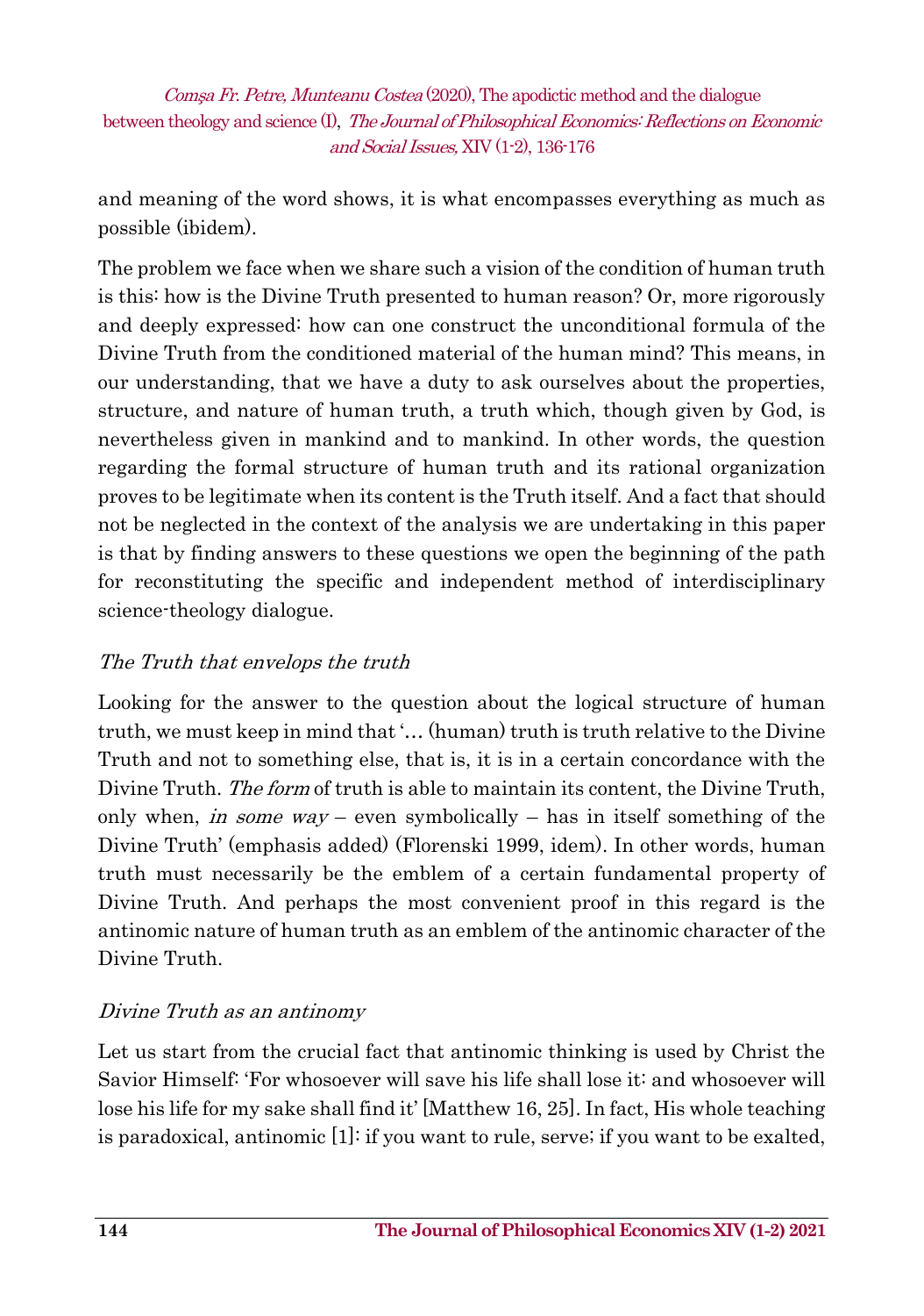and meaning of the word shows, it is what encompasses everything as much as possible (ibidem).

The problem we face when we share such a vision of the condition of human truth is this: how is the Divine Truth presented to human reason? Or, more rigorously and deeply expressed: how can one construct the unconditional formula of the Divine Truth from the conditioned material of the human mind? This means, in our understanding, that we have a duty to ask ourselves about the properties, structure, and nature of human truth, a truth which, though given by God, is nevertheless given in mankind and to mankind. In other words, the question regarding the formal structure of human truth and its rational organization proves to be legitimate when its content is the Truth itself. And a fact that should not be neglected in the context of the analysis we are undertaking in this paper is that by finding answers to these questions we open the beginning of the path for reconstituting the specific and independent method of interdisciplinary science-theology dialogue.

### *The Truth that envelops the truth*

Looking for the answer to the question about the logical structure of human truth, we must keep in mind that '… (human) truth is truth relative to the Divine Truth and not to something else, that is, it is in a certain concordance with the Divine Truth. *The form* of truth is able to maintain its content, the Divine Truth, only when, *in some way* – even symbolically – has in itself something of the Divine Truth' (emphasis added) (Florenski 1999, idem). In other words, human truth must necessarily be the emblem of a certain fundamental property of Divine Truth. And perhaps the most convenient proof in this regard is the antinomic nature of human truth as an emblem of the antinomic character of the Divine Truth.

### *Divine Truth as an antinomy*

Let us start from the crucial fact that antinomic thinking is used by Christ the Savior Himself: 'For whosoever will save his life shall lose it: and whosoever will lose his life for my sake shall find it' [Matthew 16, 25]. In fact, His whole teaching is paradoxical, antinomic [1]: if you want to rule, serve; if you want to be exalted,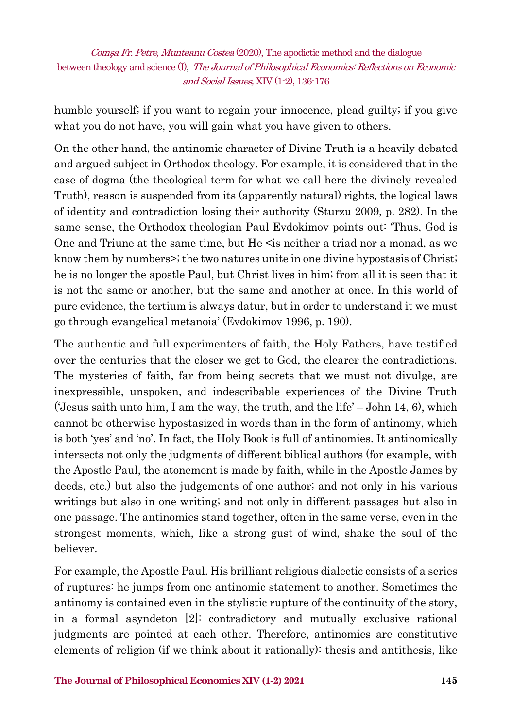humble yourself; if you want to regain your innocence, plead guilty; if you give what you do not have, you will gain what you have given to others.

On the other hand, the antinomic character of Divine Truth is a heavily debated and argued subject in Orthodox theology. For example, it is considered that in the case of dogma (the theological term for what we call here the divinely revealed Truth), reason is suspended from its (apparently natural) rights, the logical laws of identity and contradiction losing their authority (Sturzu 2009, p. 282). In the same sense, the Orthodox theologian Paul Evdokimov points out: 'Thus, God is One and Triune at the same time, but He <is neither a triad nor a monad, as we know them by numbers>; the two natures unite in one divine hypostasis of Christ; he is no longer the apostle Paul, but Christ lives in him; from all it is seen that it is not the same or another, but the same and another at once. In this world of pure evidence, the tertium is always datur, but in order to understand it we must go through evangelical metanoia' (Evdokimov 1996, p. 190).

The authentic and full experimenters of faith, the Holy Fathers, have testified over the centuries that the closer we get to God, the clearer the contradictions. The mysteries of faith, far from being secrets that we must not divulge, are inexpressible, unspoken, and indescribable experiences of the Divine Truth ('Jesus saith unto him, I am the way, the truth, and the life' – John 14, 6), which cannot be otherwise hypostasized in words than in the form of antinomy, which is both 'yes' and 'no'. In fact, the Holy Book is full of antinomies. It antinomically intersects not only the judgments of different biblical authors (for example, with the Apostle Paul, the atonement is made by faith, while in the Apostle James by deeds, etc.) but also the judgements of one author; and not only in his various writings but also in one writing; and not only in different passages but also in one passage. The antinomies stand together, often in the same verse, even in the strongest moments, which, like a strong gust of wind, shake the soul of the believer.

For example, the Apostle Paul. His brilliant religious dialectic consists of a series of ruptures: he jumps from one antinomic statement to another. Sometimes the antinomy is contained even in the stylistic rupture of the continuity of the story, in a formal asyndeton [2]: contradictory and mutually exclusive rational judgments are pointed at each other. Therefore, antinomies are constitutive elements of religion (if we think about it rationally): thesis and antithesis, like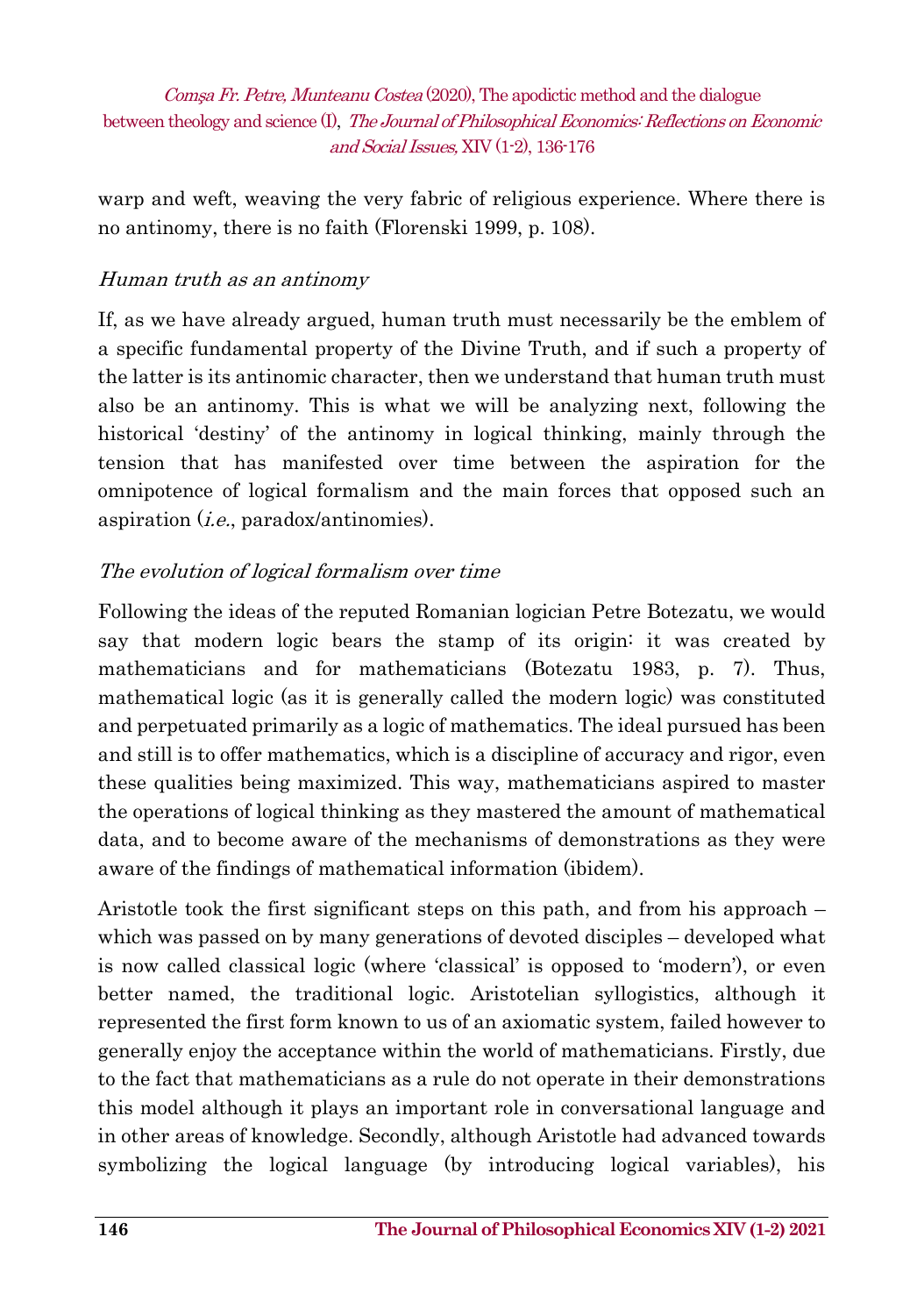warp and weft, weaving the very fabric of religious experience. Where there is no antinomy, there is no faith (Florenski 1999, p. 108).

### *Human truth as an antinomy*

If, as we have already argued, human truth must necessarily be the emblem of a specific fundamental property of the Divine Truth, and if such a property of the latter is its antinomic character, then we understand that human truth must also be an antinomy. This is what we will be analyzing next, following the historical 'destiny' of the antinomy in logical thinking, mainly through the tension that has manifested over time between the aspiration for the omnipotence of logical formalism and the main forces that opposed such an aspiration (*i.e.*, paradox/antinomies).

### *The evolution of logical formalism over time*

Following the ideas of the reputed Romanian logician Petre Botezatu, we would say that modern logic bears the stamp of its origin: it was created by mathematicians and for mathematicians (Botezatu 1983, p. 7). Thus, mathematical logic (as it is generally called the modern logic) was constituted and perpetuated primarily as a logic of mathematics. The ideal pursued has been and still is to offer mathematics, which is a discipline of accuracy and rigor, even these qualities being maximized. This way, mathematicians aspired to master the operations of logical thinking as they mastered the amount of mathematical data, and to become aware of the mechanisms of demonstrations as they were aware of the findings of mathematical information (ibidem).

Aristotle took the first significant steps on this path, and from his approach – which was passed on by many generations of devoted disciples – developed what is now called classical logic (where 'classical' is opposed to 'modern'), or even better named, the traditional logic. Aristotelian syllogistics, although it represented the first form known to us of an axiomatic system, failed however to generally enjoy the acceptance within the world of mathematicians. Firstly, due to the fact that mathematicians as a rule do not operate in their demonstrations this model although it plays an important role in conversational language and in other areas of knowledge. Secondly, although Aristotle had advanced towards symbolizing the logical language (by introducing logical variables), his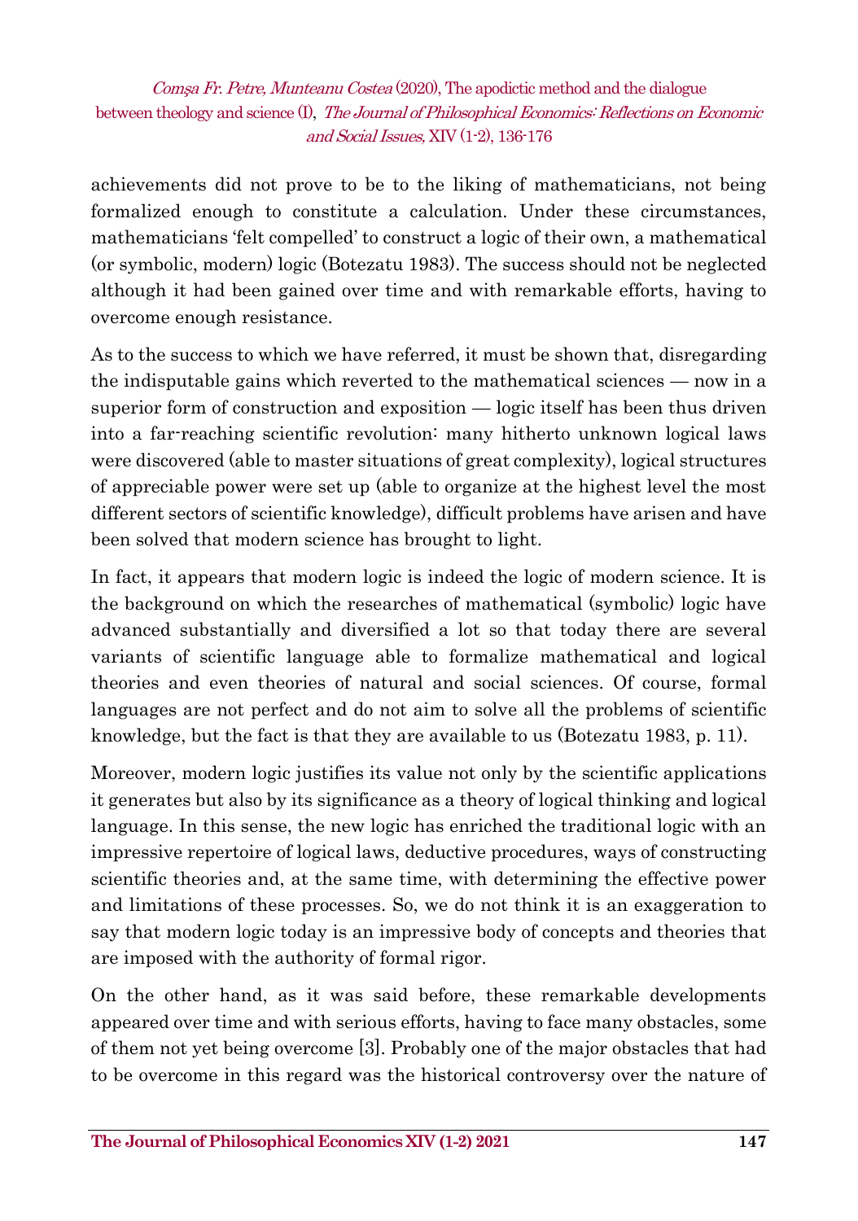achievements did not prove to be to the liking of mathematicians, not being formalized enough to constitute a calculation. Under these circumstances, mathematicians 'felt compelled' to construct a logic of their own, a mathematical (or symbolic, modern) logic (Botezatu 1983). The success should not be neglected although it had been gained over time and with remarkable efforts, having to overcome enough resistance.

As to the success to which we have referred, it must be shown that, disregarding the indisputable gains which reverted to the mathematical sciences — now in a superior form of construction and exposition — logic itself has been thus driven into a far-reaching scientific revolution: many hitherto unknown logical laws were discovered (able to master situations of great complexity), logical structures of appreciable power were set up (able to organize at the highest level the most different sectors of scientific knowledge), difficult problems have arisen and have been solved that modern science has brought to light.

In fact, it appears that modern logic is indeed the logic of modern science. It is the background on which the researches of mathematical (symbolic) logic have advanced substantially and diversified a lot so that today there are several variants of scientific language able to formalize mathematical and logical theories and even theories of natural and social sciences. Of course, formal languages are not perfect and do not aim to solve all the problems of scientific knowledge, but the fact is that they are available to us (Botezatu 1983, p. 11).

Moreover, modern logic justifies its value not only by the scientific applications it generates but also by its significance as a theory of logical thinking and logical language. In this sense, the new logic has enriched the traditional logic with an impressive repertoire of logical laws, deductive procedures, ways of constructing scientific theories and, at the same time, with determining the effective power and limitations of these processes. So, we do not think it is an exaggeration to say that modern logic today is an impressive body of concepts and theories that are imposed with the authority of formal rigor.

On the other hand, as it was said before, these remarkable developments appeared over time and with serious efforts, having to face many obstacles, some of them not yet being overcome [3]. Probably one of the major obstacles that had to be overcome in this regard was the historical controversy over the nature of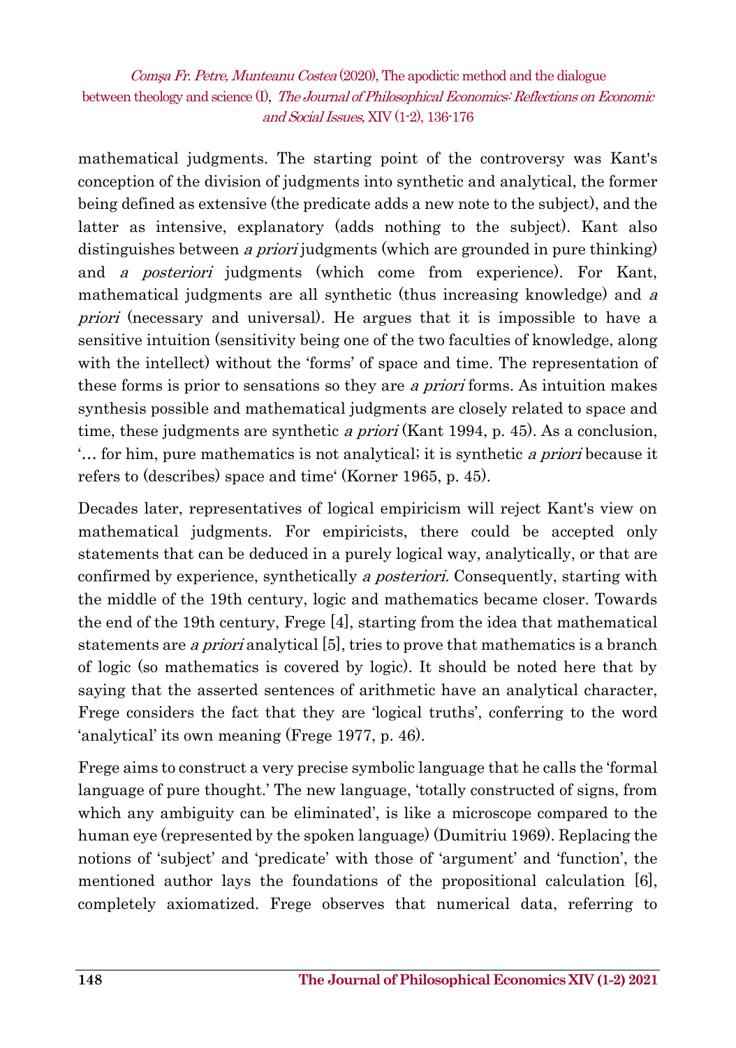mathematical judgments. The starting point of the controversy was Kant's conception of the division of judgments into synthetic and analytical, the former being defined as extensive (the predicate adds a new note to the subject), and the latter as intensive, explanatory (adds nothing to the subject). Kant also distinguishes between *a priori* judgments (which are grounded in pure thinking) and *a posteriori* judgments (which come from experience). For Kant, mathematical judgments are all synthetic (thus increasing knowledge) and *a priori* (necessary and universal). He argues that it is impossible to have a sensitive intuition (sensitivity being one of the two faculties of knowledge, along with the intellect) without the 'forms' of space and time. The representation of these forms is prior to sensations so they are *a priori* forms. As intuition makes synthesis possible and mathematical judgments are closely related to space and time, these judgments are synthetic *a priori* (Kant 1994, p. 45). As a conclusion, '… for him, pure mathematics is not analytical; it is synthetic *a priori* because it refers to (describes) space and time' (Korner 1965, p. 45).

Decades later, representatives of logical empiricism will reject Kant's view on mathematical judgments. For empiricists, there could be accepted only statements that can be deduced in a purely logical way, analytically, or that are confirmed by experience, synthetically *a posteriori.* Consequently, starting with the middle of the 19th century, logic and mathematics became closer. Towards the end of the 19th century, Frege [4], starting from the idea that mathematical statements are *a priori* analytical [5], tries to prove that mathematics is a branch of logic (so mathematics is covered by logic). It should be noted here that by saying that the asserted sentences of arithmetic have an analytical character, Frege considers the fact that they are 'logical truths', conferring to the word 'analytical' its own meaning (Frege 1977, p. 46).

Frege aims to construct a very precise symbolic language that he calls the 'formal language of pure thought.' The new language, 'totally constructed of signs, from which any ambiguity can be eliminated', is like a microscope compared to the human eye (represented by the spoken language) (Dumitriu 1969). Replacing the notions of 'subject' and 'predicate' with those of 'argument' and 'function', the mentioned author lays the foundations of the propositional calculation [6], completely axiomatized. Frege observes that numerical data, referring to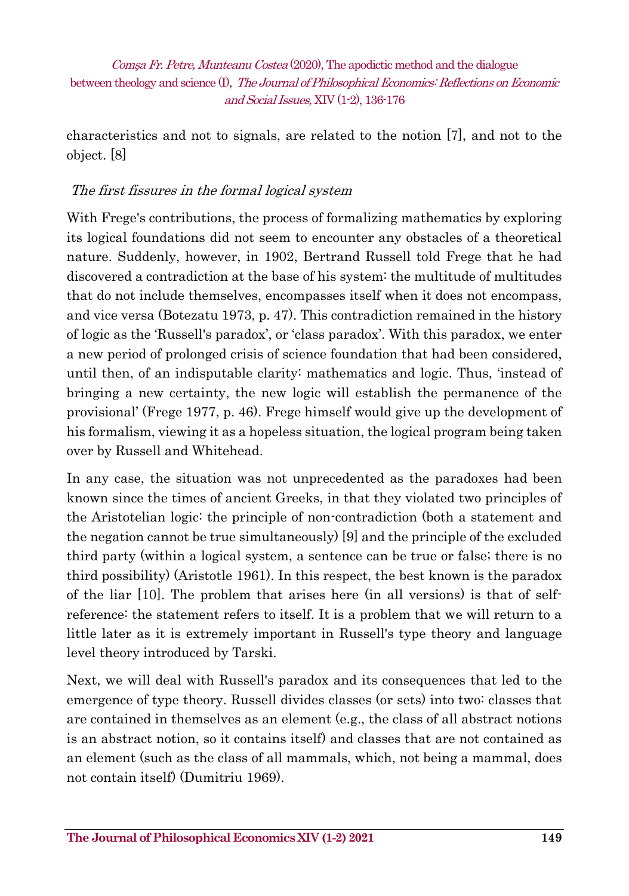characteristics and not to signals, are related to the notion [7], and not to the object. [8]

*The first fissures in the formal logical system*

With Frege's contributions, the process of formalizing mathematics by exploring its logical foundations did not seem to encounter any obstacles of a theoretical nature. Suddenly, however, in 1902, Bertrand Russell told Frege that he had discovered a contradiction at the base of his system: the multitude of multitudes that do not include themselves, encompasses itself when it does not encompass, and vice versa (Botezatu 1973, p. 47). This contradiction remained in the history of logic as the 'Russell's paradox', or 'class paradox'. With this paradox, we enter a new period of prolonged crisis of science foundation that had been considered, until then, of an indisputable clarity: mathematics and logic. Thus, 'instead of bringing a new certainty, the new logic will establish the permanence of the provisional' (Frege 1977, p. 46). Frege himself would give up the development of his formalism, viewing it as a hopeless situation, the logical program being taken over by Russell and Whitehead.

In any case, the situation was not unprecedented as the paradoxes had been known since the times of ancient Greeks, in that they violated two principles of the Aristotelian logic: the principle of non-contradiction (both a statement and the negation cannot be true simultaneously) [9] and the principle of the excluded third party (within a logical system, a sentence can be true or false; there is no third possibility) (Aristotle 1961). In this respect, the best known is the paradox of the liar [10]. The problem that arises here (in all versions) is that of self-reference: the statement refers to itself. It is a problem that we will return to a little later as it is extremely important in Russell's type theory and language level theory introduced by Tarski.

Next, we will deal with Russell's paradox and its consequences that led to the emergence of type theory. Russell divides classes (or sets) into two: classes that are contained in themselves as an element (e.g., the class of all abstract notions is an abstract notion, so it contains itself) and classes that are not contained as an element (such as the class of all mammals, which, not being a mammal, does not contain itself) (Dumitriu 1969).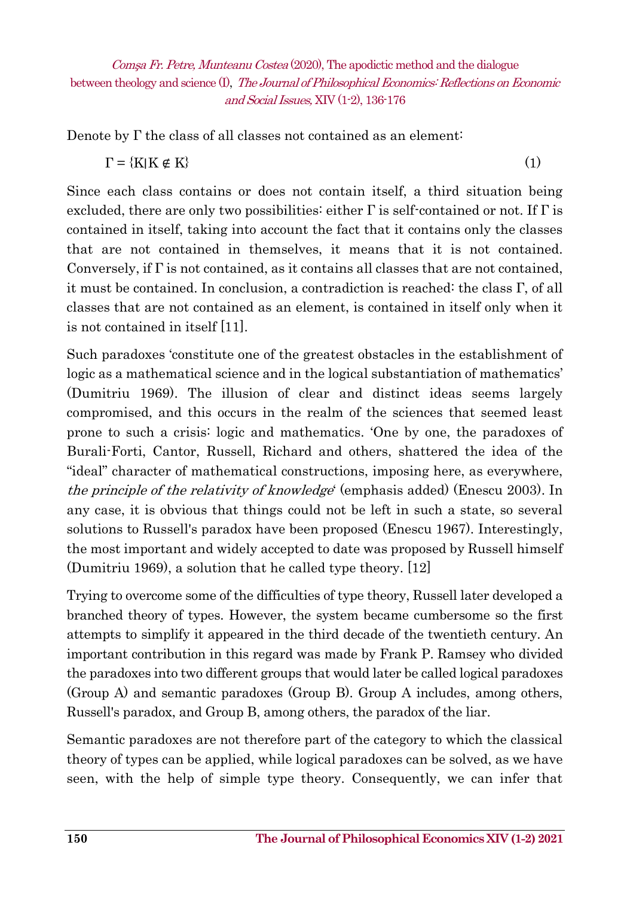Denote by Γ the class of all classes not contained as an element:

$$\Gamma = \{K | K \notin K\} \quad (1)$$

Since each class contains or does not contain itself, a third situation being excluded, there are only two possibilities: either Γ is self-contained or not. If Γ is contained in itself, taking into account the fact that it contains only the classes that are not contained in themselves, it means that it is not contained. Conversely, if Γ is not contained, as it contains all classes that are not contained, it must be contained. In conclusion, a contradiction is reached: the class Γ, of all classes that are not contained as an element, is contained in itself only when it is not contained in itself [11].

Such paradoxes 'constitute one of the greatest obstacles in the establishment of logic as a mathematical science and in the logical substantiation of mathematics' (Dumitriu 1969). The illusion of clear and distinct ideas seems largely compromised, and this occurs in the realm of the sciences that seemed least prone to such a crisis: logic and mathematics. 'One by one, the paradoxes of Burali-Forti, Cantor, Russell, Richard and others, shattered the idea of the "ideal" character of mathematical constructions, imposing here, as everywhere, *the principle of the relativity of knowledge*' (emphasis added) (Enescu 2003). In any case, it is obvious that things could not be left in such a state, so several solutions to Russell's paradox have been proposed (Enescu 1967). Interestingly, the most important and widely accepted to date was proposed by Russell himself (Dumitriu 1969), a solution that he called type theory. [12]

Trying to overcome some of the difficulties of type theory, Russell later developed a branched theory of types. However, the system became cumbersome so the first attempts to simplify it appeared in the third decade of the twentieth century. An important contribution in this regard was made by Frank P. Ramsey who divided the paradoxes into two different groups that would later be called logical paradoxes (Group A) and semantic paradoxes (Group B). Group A includes, among others, Russell's paradox, and Group B, among others, the paradox of the liar.

Semantic paradoxes are not therefore part of the category to which the classical theory of types can be applied, while logical paradoxes can be solved, as we have seen, with the help of simple type theory. Consequently, we can infer that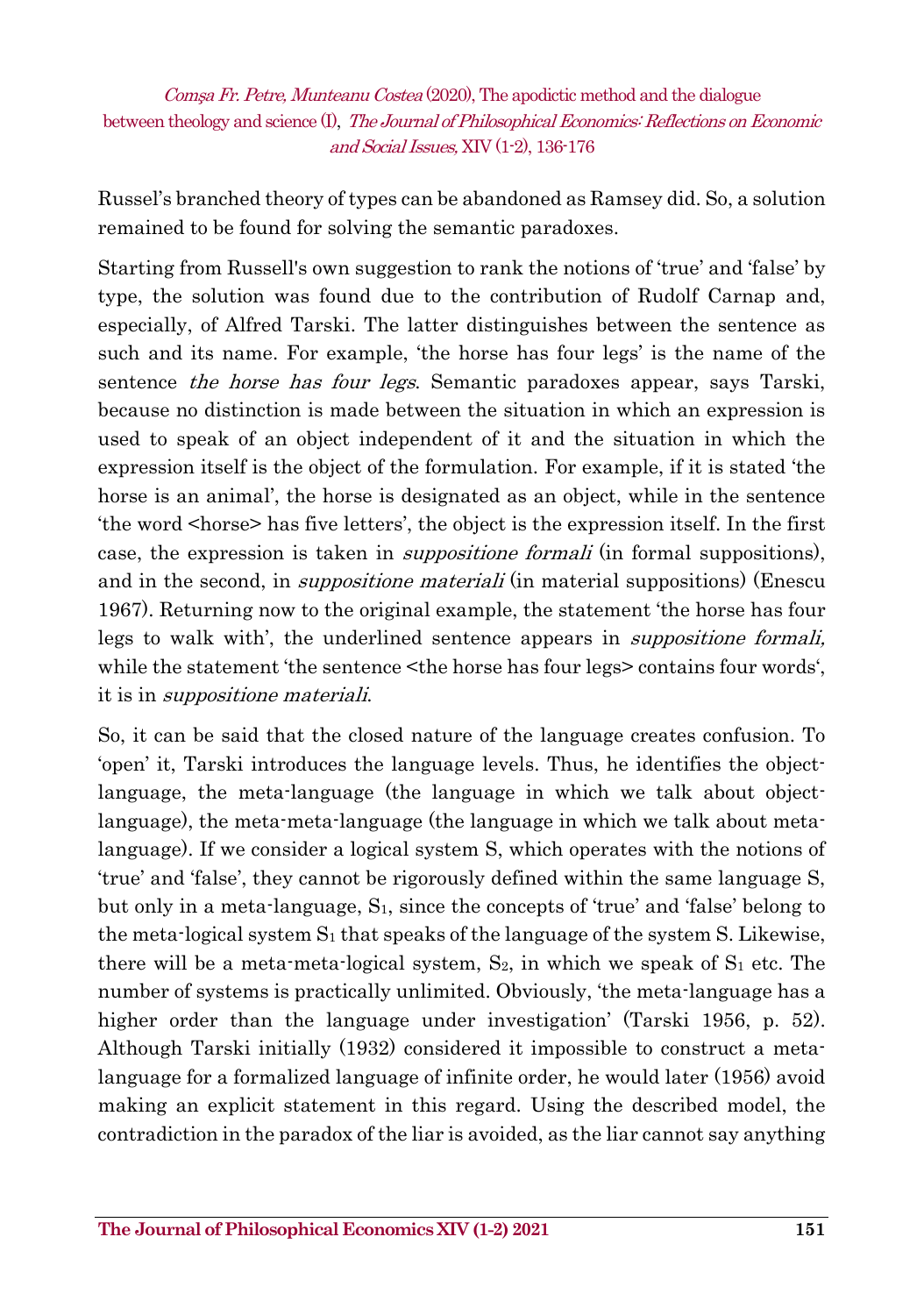Russel's branched theory of types can be abandoned as Ramsey did. So, a solution remained to be found for solving the semantic paradoxes.

Starting from Russell's own suggestion to rank the notions of 'true' and 'false' by type, the solution was found due to the contribution of Rudolf Carnap and, especially, of Alfred Tarski. The latter distinguishes between the sentence as such and its name. For example, 'the horse has four legs' is the name of the sentence *the horse has four legs*. Semantic paradoxes appear, says Tarski, because no distinction is made between the situation in which an expression is used to speak of an object independent of it and the situation in which the expression itself is the object of the formulation. For example, if it is stated 'the horse is an animal', the horse is designated as an object, while in the sentence 'the word <horse> has five letters', the object is the expression itself. In the first case, the expression is taken in *suppositione formali* (in formal suppositions), and in the second, in *suppositione materiali* (in material suppositions) (Enescu 1967). Returning now to the original example, the statement 'the horse has four legs to walk with', the underlined sentence appears in *suppositione formali,* while the statement 'the sentence <the horse has four legs> contains four words', it is in *suppositione materiali*.

So, it can be said that the closed nature of the language creates confusion. To 'open' it, Tarski introduces the language levels. Thus, he identifies the object-language, the meta-language (the language in which we talk about object-language), the meta-meta-language (the language in which we talk about meta-language). If we consider a logical system S, which operates with the notions of 'true' and 'false', they cannot be rigorously defined within the same language S, but only in a meta-language, $S_1$, since the concepts of 'true' and 'false' belong to the meta-logical system $S_1$ that speaks of the language of the system S. Likewise, there will be a meta-meta-logical system, $S_2$, in which we speak of $S_1$ etc. The number of systems is practically unlimited. Obviously, 'the meta-language has a higher order than the language under investigation' (Tarski 1956, p. 52). Although Tarski initially (1932) considered it impossible to construct a meta-language for a formalized language of infinite order, he would later (1956) avoid making an explicit statement in this regard. Using the described model, the contradiction in the paradox of the liar is avoided, as the liar cannot say anything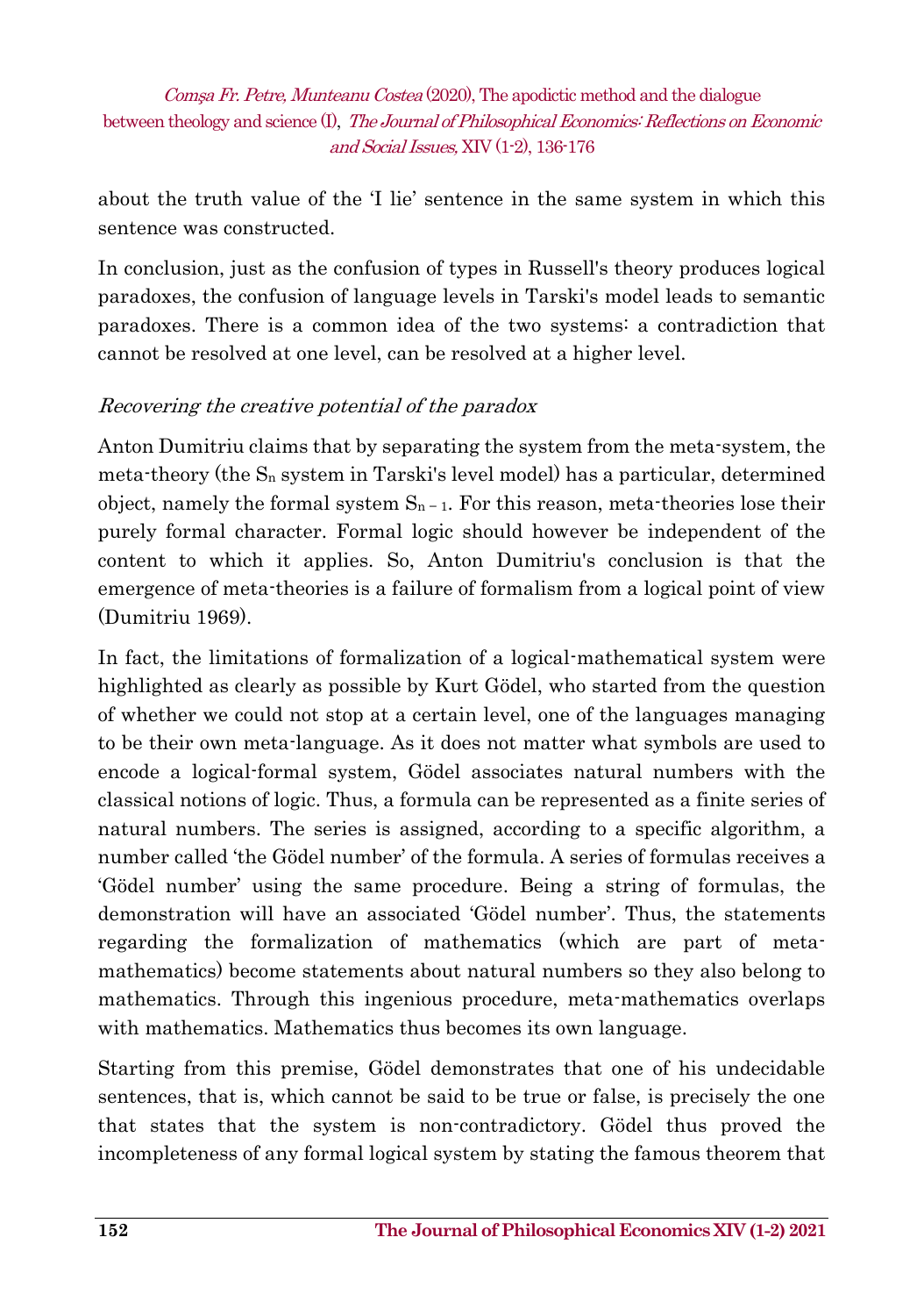about the truth value of the 'I lie' sentence in the same system in which this sentence was constructed.

In conclusion, just as the confusion of types in Russell's theory produces logical paradoxes, the confusion of language levels in Tarski's model leads to semantic paradoxes. There is a common idea of the two systems: a contradiction that cannot be resolved at one level, can be resolved at a higher level.

### *Recovering the creative potential of the paradox*

Anton Dumitriu claims that by separating the system from the meta-system, the meta-theory (the $S_n$ system in Tarski's level model) has a particular, determined object, namely the formal system $S_{n-1}$. For this reason, meta-theories lose their purely formal character. Formal logic should however be independent of the content to which it applies. So, Anton Dumitriu's conclusion is that the emergence of meta-theories is a failure of formalism from a logical point of view (Dumitriu 1969).

In fact, the limitations of formalization of a logical-mathematical system were highlighted as clearly as possible by Kurt Gödel, who started from the question of whether we could not stop at a certain level, one of the languages managing to be their own meta-language. As it does not matter what symbols are used to encode a logical-formal system, Gödel associates natural numbers with the classical notions of logic. Thus, a formula can be represented as a finite series of natural numbers. The series is assigned, according to a specific algorithm, a number called 'the Gödel number' of the formula. A series of formulas receives a 'Gödel number' using the same procedure. Being a string of formulas, the demonstration will have an associated 'Gödel number'. Thus, the statements regarding the formalization of mathematics (which are part of meta-mathematics) become statements about natural numbers so they also belong to mathematics. Through this ingenious procedure, meta-mathematics overlaps with mathematics. Mathematics thus becomes its own language.

Starting from this premise, Gödel demonstrates that one of his undecidable sentences, that is, which cannot be said to be true or false, is precisely the one that states that the system is non-contradictory. Gödel thus proved the incompleteness of any formal logical system by stating the famous theorem that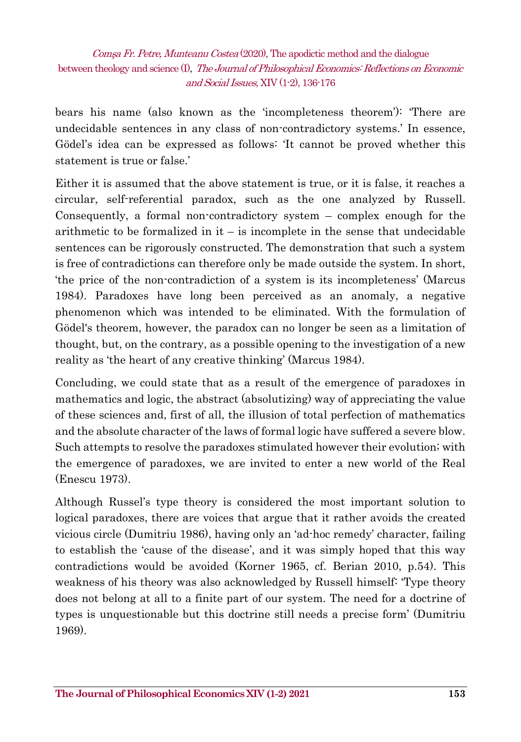bears his name (also known as the 'incompleteness theorem'): 'There are undecidable sentences in any class of non-contradictory systems.' In essence, Gödel's idea can be expressed as follows: 'It cannot be proved whether this statement is true or false.'

Either it is assumed that the above statement is true, or it is false, it reaches a circular, self-referential paradox, such as the one analyzed by Russell. Consequently, a formal non-contradictory system – complex enough for the arithmetic to be formalized in it – is incomplete in the sense that undecidable sentences can be rigorously constructed. The demonstration that such a system is free of contradictions can therefore only be made outside the system. In short, 'the price of the non-contradiction of a system is its incompleteness' (Marcus 1984). Paradoxes have long been perceived as an anomaly, a negative phenomenon which was intended to be eliminated. With the formulation of Gödel's theorem, however, the paradox can no longer be seen as a limitation of thought, but, on the contrary, as a possible opening to the investigation of a new reality as 'the heart of any creative thinking' (Marcus 1984).

Concluding, we could state that as a result of the emergence of paradoxes in mathematics and logic, the abstract (absolutizing) way of appreciating the value of these sciences and, first of all, the illusion of total perfection of mathematics and the absolute character of the laws of formal logic have suffered a severe blow. Such attempts to resolve the paradoxes stimulated however their evolution; with the emergence of paradoxes, we are invited to enter a new world of the Real (Enescu 1973).

Although Russel's type theory is considered the most important solution to logical paradoxes, there are voices that argue that it rather avoids the created vicious circle (Dumitriu 1986), having only an 'ad-hoc remedy' character, failing to establish the 'cause of the disease', and it was simply hoped that this way contradictions would be avoided (Korner 1965, cf. Berian 2010, p.54). This weakness of his theory was also acknowledged by Russell himself: 'Type theory does not belong at all to a finite part of our system. The need for a doctrine of types is unquestionable but this doctrine still needs a precise form' (Dumitriu 1969).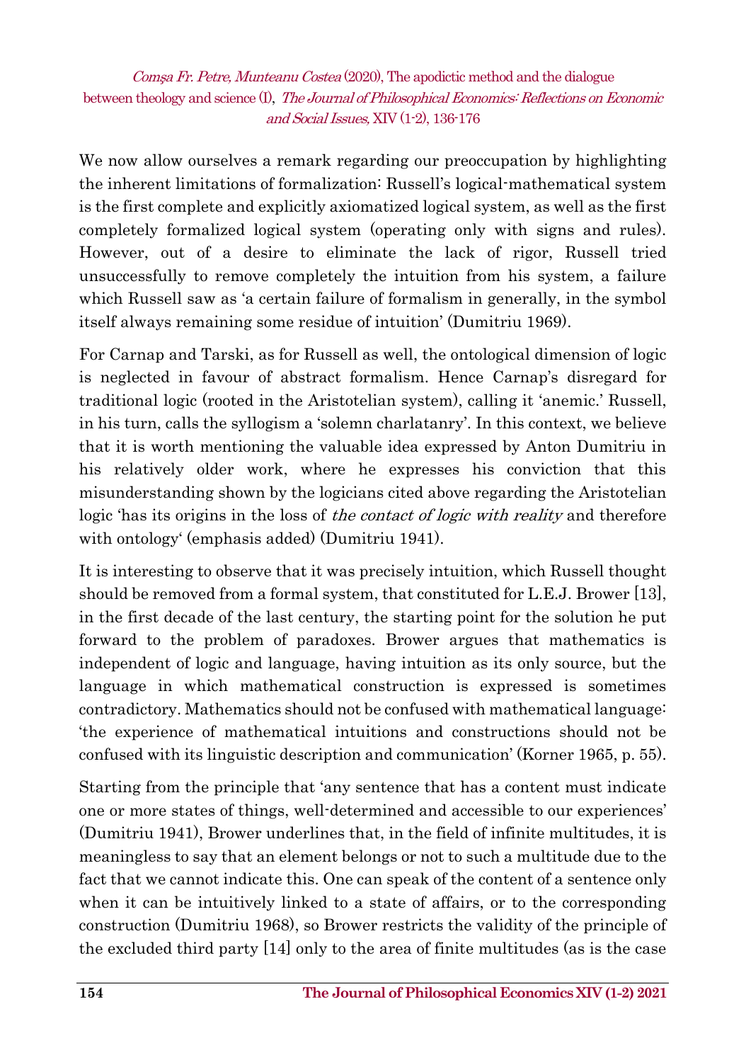We now allow ourselves a remark regarding our preoccupation by highlighting the inherent limitations of formalization: Russell's logical-mathematical system is the first complete and explicitly axiomatized logical system, as well as the first completely formalized logical system (operating only with signs and rules). However, out of a desire to eliminate the lack of rigor, Russell tried unsuccessfully to remove completely the intuition from his system, a failure which Russell saw as 'a certain failure of formalism in generally, in the symbol itself always remaining some residue of intuition' (Dumitriu 1969).

For Carnap and Tarski, as for Russell as well, the ontological dimension of logic is neglected in favour of abstract formalism. Hence Carnap's disregard for traditional logic (rooted in the Aristotelian system), calling it 'anemic.' Russell, in his turn, calls the syllogism a 'solemn charlatanry'. In this context, we believe that it is worth mentioning the valuable idea expressed by Anton Dumitriu in his relatively older work, where he expresses his conviction that this misunderstanding shown by the logicians cited above regarding the Aristotelian logic 'has its origins in the loss of *the contact of logic with reality* and therefore with ontology' (emphasis added) (Dumitriu 1941).

It is interesting to observe that it was precisely intuition, which Russell thought should be removed from a formal system, that constituted for L.E.J. Brower [13], in the first decade of the last century, the starting point for the solution he put forward to the problem of paradoxes. Brower argues that mathematics is independent of logic and language, having intuition as its only source, but the language in which mathematical construction is expressed is sometimes contradictory. Mathematics should not be confused with mathematical language: 'the experience of mathematical intuitions and constructions should not be confused with its linguistic description and communication' (Korner 1965, p. 55).

Starting from the principle that 'any sentence that has a content must indicate one or more states of things, well-determined and accessible to our experiences' (Dumitriu 1941), Brower underlines that, in the field of infinite multitudes, it is meaningless to say that an element belongs or not to such a multitude due to the fact that we cannot indicate this. One can speak of the content of a sentence only when it can be intuitively linked to a state of affairs, or to the corresponding construction (Dumitriu 1968), so Brower restricts the validity of the principle of the excluded third party [14] only to the area of finite multitudes (as is the case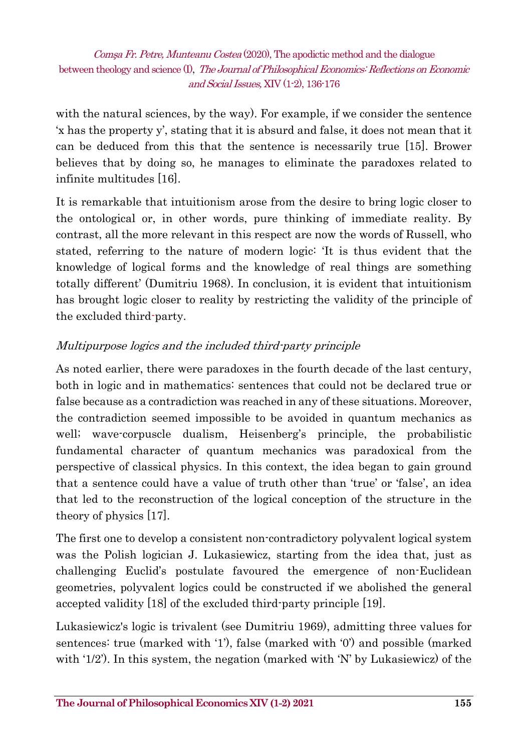with the natural sciences, by the way). For example, if we consider the sentence 'x has the property y', stating that it is absurd and false, it does not mean that it can be deduced from this that the sentence is necessarily true [15]. Brower believes that by doing so, he manages to eliminate the paradoxes related to infinite multitudes [16].

It is remarkable that intuitionism arose from the desire to bring logic closer to the ontological or, in other words, pure thinking of immediate reality. By contrast, all the more relevant in this respect are now the words of Russell, who stated, referring to the nature of modern logic: 'It is thus evident that the knowledge of logical forms and the knowledge of real things are something totally different' (Dumitriu 1968). In conclusion, it is evident that intuitionism has brought logic closer to reality by restricting the validity of the principle of the excluded third-party.

### *Multipurpose logics and the included third-party principle*

As noted earlier, there were paradoxes in the fourth decade of the last century, both in logic and in mathematics: sentences that could not be declared true or false because as a contradiction was reached in any of these situations. Moreover, the contradiction seemed impossible to be avoided in quantum mechanics as well; wave-corpuscle dualism, Heisenberg's principle, the probabilistic fundamental character of quantum mechanics was paradoxical from the perspective of classical physics. In this context, the idea began to gain ground that a sentence could have a value of truth other than 'true' or 'false', an idea that led to the reconstruction of the logical conception of the structure in the theory of physics [17].

The first one to develop a consistent non-contradictory polyvalent logical system was the Polish logician J. Lukasiewicz, starting from the idea that, just as challenging Euclid's postulate favoured the emergence of non-Euclidean geometries, polyvalent logics could be constructed if we abolished the general accepted validity [18] of the excluded third-party principle [19].

Lukasiewicz's logic is trivalent (see Dumitriu 1969), admitting three values for sentences: true (marked with '1'), false (marked with '0') and possible (marked with '1/2'). In this system, the negation (marked with 'N' by Lukasiewicz) of the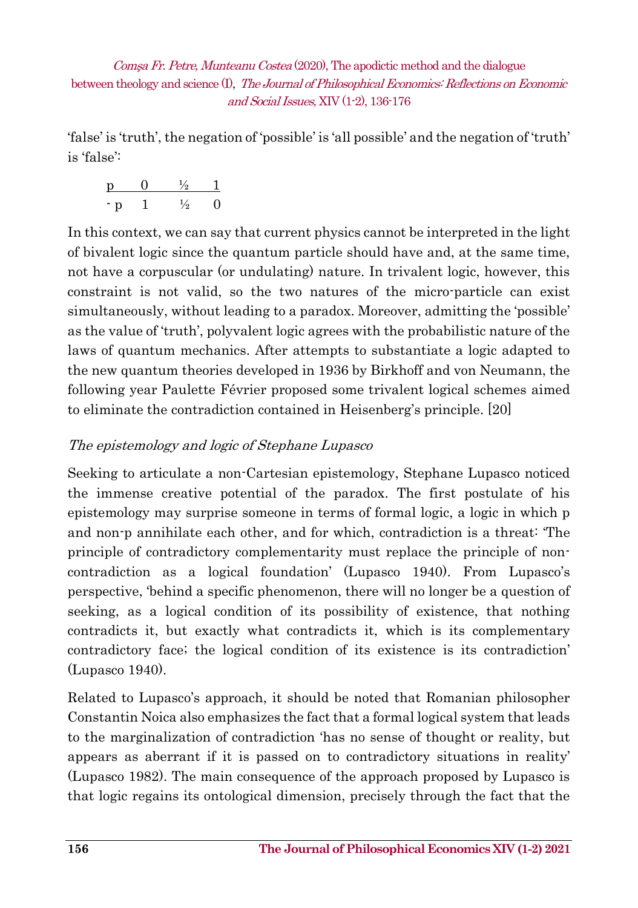'false' is 'truth', the negation of 'possible' is 'all possible' and the negation of 'truth' is 'false':

| p | 0 | ½ | 1 |
|---|---|---|---|
| - p | 1 | ½ | 0 |

In this context, we can say that current physics cannot be interpreted in the light of bivalent logic since the quantum particle should have and, at the same time, not have a corpuscular (or undulating) nature. In trivalent logic, however, this constraint is not valid, so the two natures of the micro-particle can exist simultaneously, without leading to a paradox. Moreover, admitting the 'possible' as the value of 'truth', polyvalent logic agrees with the probabilistic nature of the laws of quantum mechanics. After attempts to substantiate a logic adapted to the new quantum theories developed in 1936 by Birkhoff and von Neumann, the following year Paulette Février proposed some trivalent logical schemes aimed to eliminate the contradiction contained in Heisenberg's principle. [20]

*The epistemology and logic of Stephane Lupasco*

Seeking to articulate a non-Cartesian epistemology, Stephane Lupasco noticed the immense creative potential of the paradox. The first postulate of his epistemology may surprise someone in terms of formal logic, a logic in which p and non-p annihilate each other, and for which, contradiction is a threat: 'The principle of contradictory complementarity must replace the principle of non-contradiction as a logical foundation' (Lupasco 1940). From Lupasco's perspective, 'behind a specific phenomenon, there will no longer be a question of seeking, as a logical condition of its possibility of existence, that nothing contradicts it, but exactly what contradicts it, which is its complementary contradictory face; the logical condition of its existence is its contradiction' (Lupasco 1940).

Related to Lupasco's approach, it should be noted that Romanian philosopher Constantin Noica also emphasizes the fact that a formal logical system that leads to the marginalization of contradiction 'has no sense of thought or reality, but appears as aberrant if it is passed on to contradictory situations in reality' (Lupasco 1982). The main consequence of the approach proposed by Lupasco is that logic regains its ontological dimension, precisely through the fact that the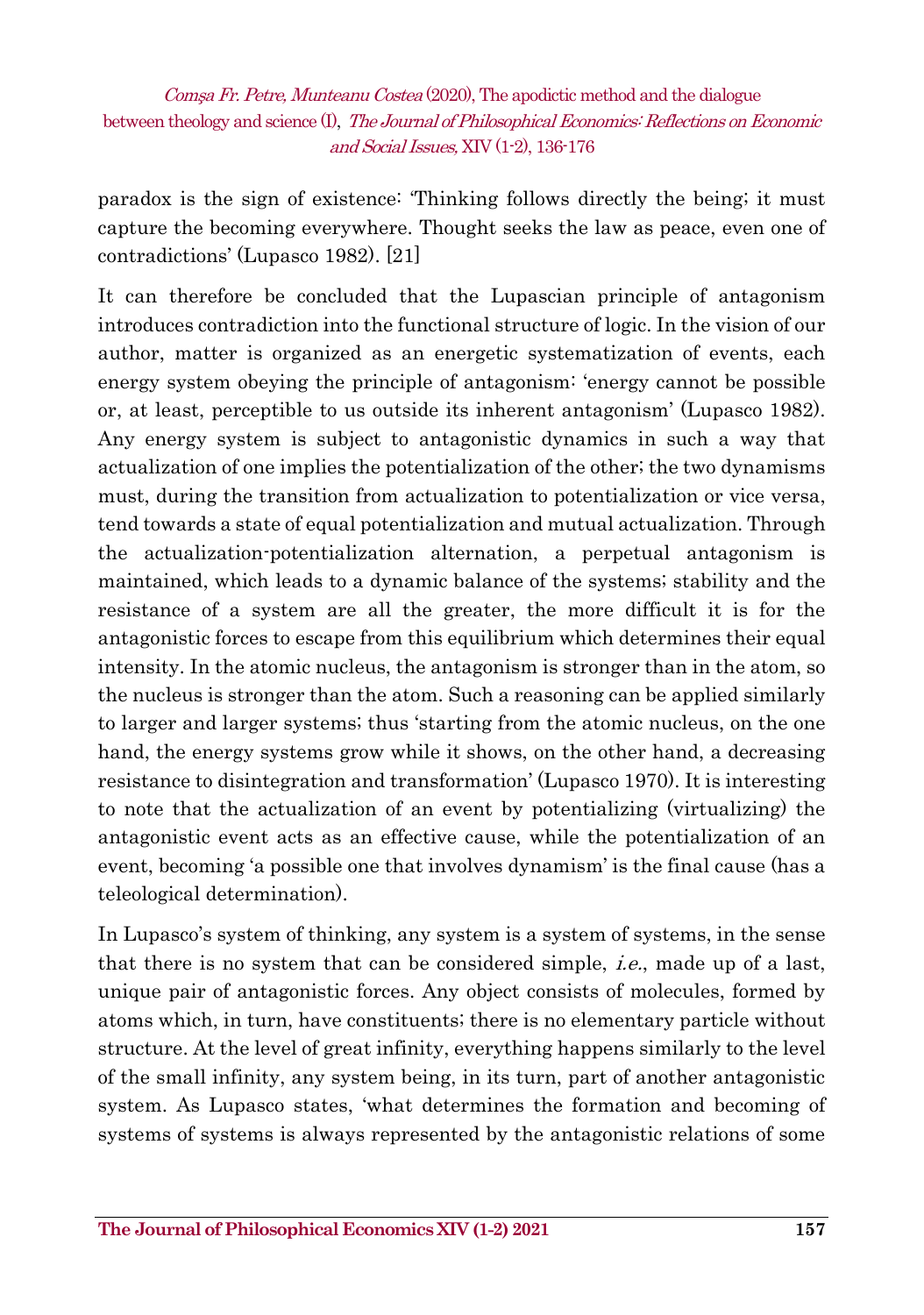paradox is the sign of existence: 'Thinking follows directly the being; it must capture the becoming everywhere. Thought seeks the law as peace, even one of contradictions' (Lupasco 1982). [21]

It can therefore be concluded that the Lupascian principle of antagonism introduces contradiction into the functional structure of logic. In the vision of our author, matter is organized as an energetic systematization of events, each energy system obeying the principle of antagonism: 'energy cannot be possible or, at least, perceptible to us outside its inherent antagonism' (Lupasco 1982). Any energy system is subject to antagonistic dynamics in such a way that actualization of one implies the potentialization of the other; the two dynamisms must, during the transition from actualization to potentialization or vice versa, tend towards a state of equal potentialization and mutual actualization. Through the actualization-potentialization alternation, a perpetual antagonism is maintained, which leads to a dynamic balance of the systems; stability and the resistance of a system are all the greater, the more difficult it is for the antagonistic forces to escape from this equilibrium which determines their equal intensity. In the atomic nucleus, the antagonism is stronger than in the atom, so the nucleus is stronger than the atom. Such a reasoning can be applied similarly to larger and larger systems; thus 'starting from the atomic nucleus, on the one hand, the energy systems grow while it shows, on the other hand, a decreasing resistance to disintegration and transformation' (Lupasco 1970). It is interesting to note that the actualization of an event by potentializing (virtualizing) the antagonistic event acts as an effective cause, while the potentialization of an event, becoming 'a possible one that involves dynamism' is the final cause (has a teleological determination).

In Lupasco's system of thinking, any system is a system of systems, in the sense that there is no system that can be considered simple, *i.e.*, made up of a last, unique pair of antagonistic forces. Any object consists of molecules, formed by atoms which, in turn, have constituents; there is no elementary particle without structure. At the level of great infinity, everything happens similarly to the level of the small infinity, any system being, in its turn, part of another antagonistic system. As Lupasco states, 'what determines the formation and becoming of systems of systems is always represented by the antagonistic relations of some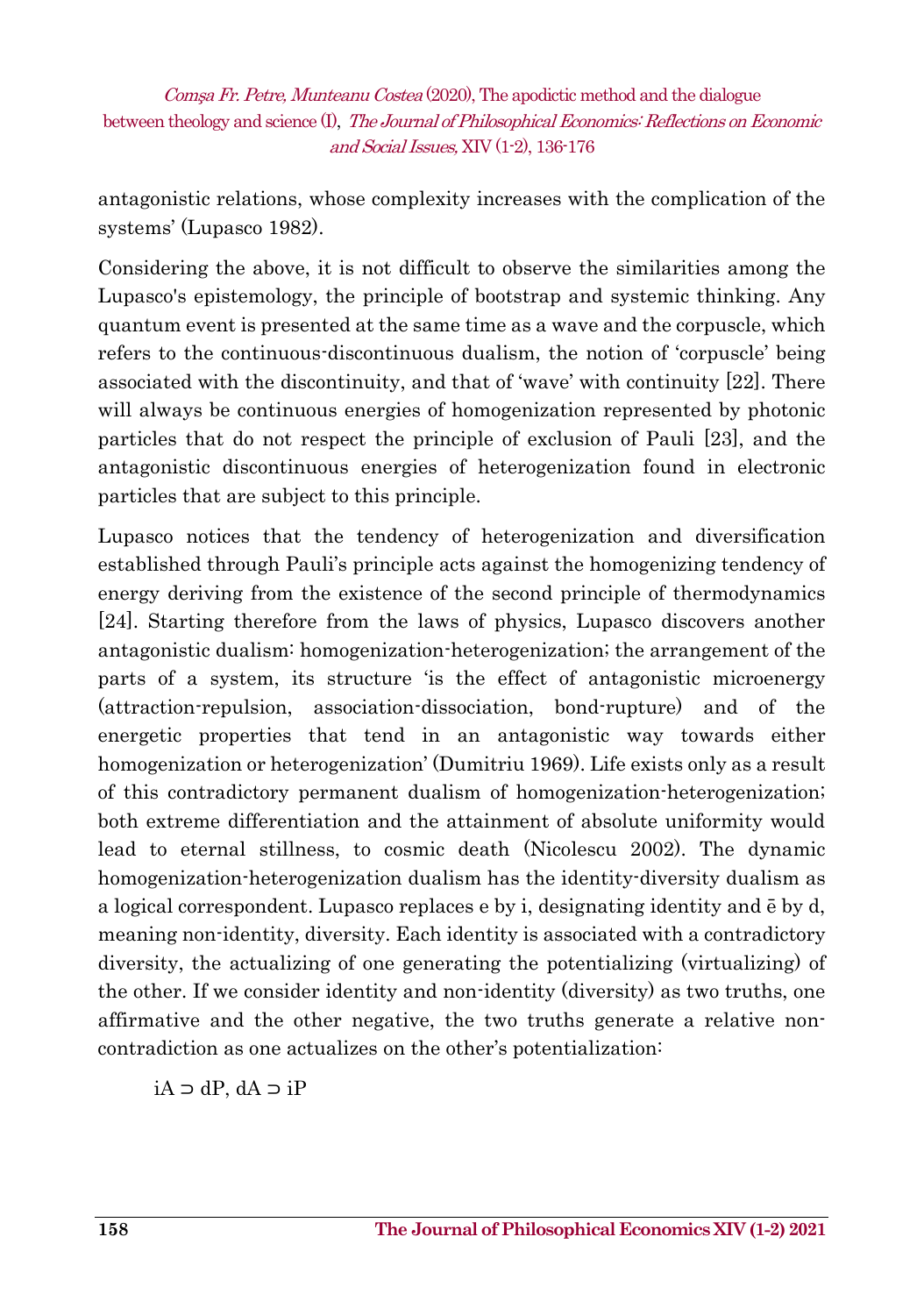antagonistic relations, whose complexity increases with the complication of the systems' (Lupasco 1982).

Considering the above, it is not difficult to observe the similarities among the Lupasco's epistemology, the principle of bootstrap and systemic thinking. Any quantum event is presented at the same time as a wave and the corpuscle, which refers to the continuous-discontinuous dualism, the notion of 'corpuscle' being associated with the discontinuity, and that of 'wave' with continuity [22]. There will always be continuous energies of homogenization represented by photonic particles that do not respect the principle of exclusion of Pauli [23], and the antagonistic discontinuous energies of heterogenization found in electronic particles that are subject to this principle.

Lupasco notices that the tendency of heterogenization and diversification established through Pauli's principle acts against the homogenizing tendency of energy deriving from the existence of the second principle of thermodynamics [24]. Starting therefore from the laws of physics, Lupasco discovers another antagonistic dualism: homogenization-heterogenization; the arrangement of the parts of a system, its structure 'is the effect of antagonistic microenergy (attraction-repulsion, association-dissociation, bond-rupture) and of the energetic properties that tend in an antagonistic way towards either homogenization or heterogenization' (Dumitriu 1969). Life exists only as a result of this contradictory permanent dualism of homogenization-heterogenization; both extreme differentiation and the attainment of absolute uniformity would lead to eternal stillness, to cosmic death (Nicolescu 2002). The dynamic homogenization-heterogenization dualism has the identity-diversity dualism as a logical correspondent. Lupasco replaces e by i, designating identity and ē by d, meaning non-identity, diversity. Each identity is associated with a contradictory diversity, the actualizing of one generating the potentializing (virtualizing) of the other. If we consider identity and non-identity (diversity) as two truths, one affirmative and the other negative, the two truths generate a relative non-contradiction as one actualizes on the other's potentialization:

$iA \supset dP$, $dA \supset iP$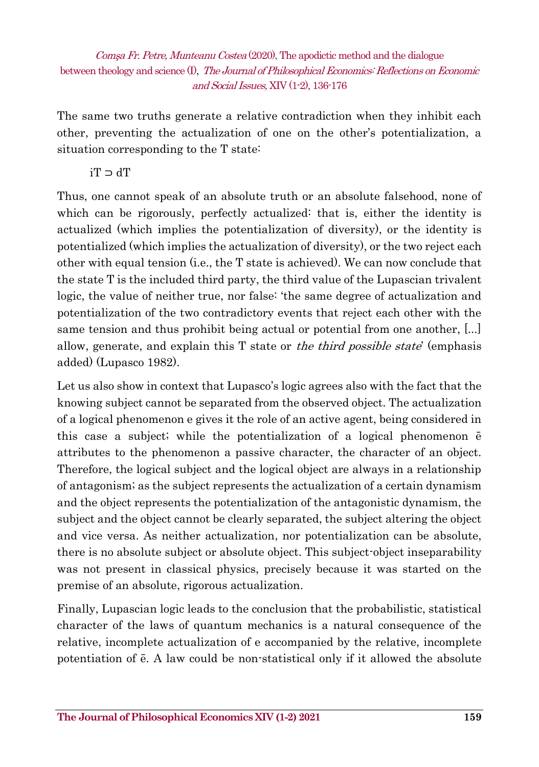The same two truths generate a relative contradiction when they inhibit each other, preventing the actualization of one on the other's potentialization, a situation corresponding to the T state:

$$iT \supset dT$$

Thus, one cannot speak of an absolute truth or an absolute falsehood, none of which can be rigorously, perfectly actualized: that is, either the identity is actualized (which implies the potentialization of diversity), or the identity is potentialized (which implies the actualization of diversity), or the two reject each other with equal tension (i.e., the T state is achieved). We can now conclude that the state T is the included third party, the third value of the Lupascian trivalent logic, the value of neither true, nor false: 'the same degree of actualization and potentialization of the two contradictory events that reject each other with the same tension and thus prohibit being actual or potential from one another, [...] allow, generate, and explain this T state or *the third possible state*' (emphasis added) (Lupasco 1982).

Let us also show in context that Lupasco's logic agrees also with the fact that the knowing subject cannot be separated from the observed object. The actualization of a logical phenomenon e gives it the role of an active agent, being considered in this case a subject; while the potentialization of a logical phenomenon $\bar{e}$ attributes to the phenomenon a passive character, the character of an object. Therefore, the logical subject and the logical object are always in a relationship of antagonism; as the subject represents the actualization of a certain dynamism and the object represents the potentialization of the antagonistic dynamism, the subject and the object cannot be clearly separated, the subject altering the object and vice versa. As neither actualization, nor potentialization can be absolute, there is no absolute subject or absolute object. This subject-object inseparability was not present in classical physics, precisely because it was started on the premise of an absolute, rigorous actualization.

Finally, Lupascian logic leads to the conclusion that the probabilistic, statistical character of the laws of quantum mechanics is a natural consequence of the relative, incomplete actualization of e accompanied by the relative, incomplete potentiation of $\bar{e}$. A law could be non-statistical only if it allowed the absolute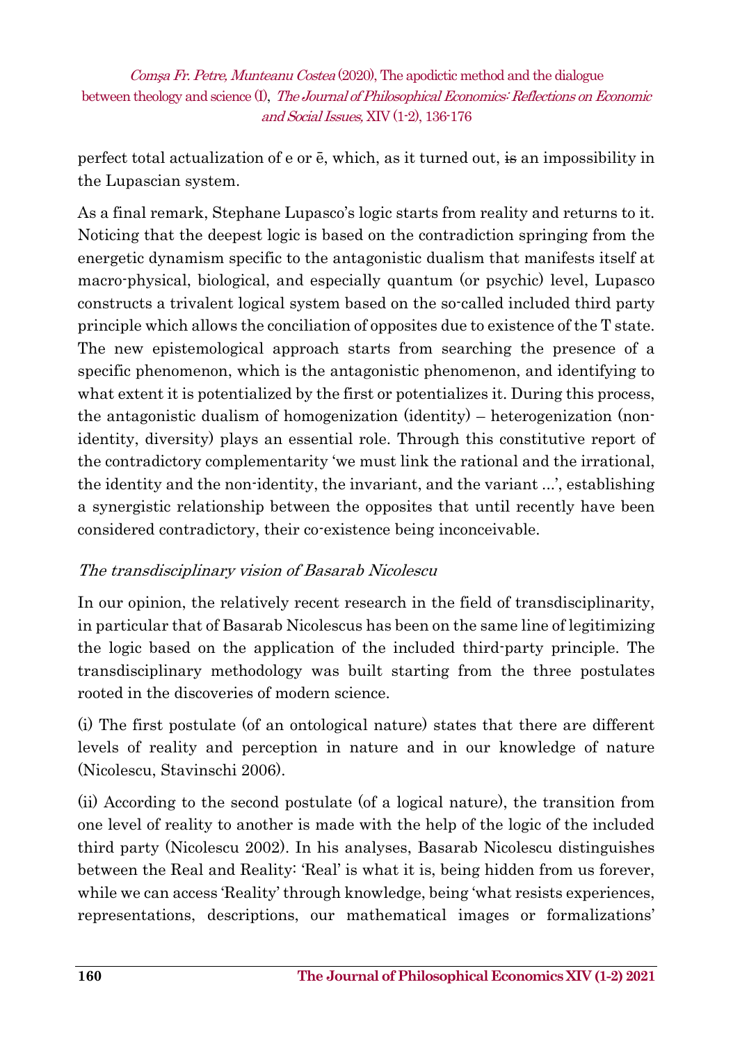perfect total actualization of e or ē, which, as it turned out, ~~is~~ an impossibility in the Lupascian system.

As a final remark, Stephane Lupasco's logic starts from reality and returns to it. Noticing that the deepest logic is based on the contradiction springing from the energetic dynamism specific to the antagonistic dualism that manifests itself at macro-physical, biological, and especially quantum (or psychic) level, Lupasco constructs a trivalent logical system based on the so-called included third party principle which allows the conciliation of opposites due to existence of the T state. The new epistemological approach starts from searching the presence of a specific phenomenon, which is the antagonistic phenomenon, and identifying to what extent it is potentialized by the first or potentializes it. During this process, the antagonistic dualism of homogenization (identity) – heterogenization (non-identity, diversity) plays an essential role. Through this constitutive report of the contradictory complementarity 'we must link the rational and the irrational, the identity and the non-identity, the invariant, and the variant ...', establishing a synergistic relationship between the opposites that until recently have been considered contradictory, their co-existence being inconceivable.

### *The transdisciplinary vision of Basarab Nicolescu*

In our opinion, the relatively recent research in the field of transdisciplinarity, in particular that of Basarab Nicolescus has been on the same line of legitimizing the logic based on the application of the included third-party principle. The transdisciplinary methodology was built starting from the three postulates rooted in the discoveries of modern science.

(i) The first postulate (of an ontological nature) states that there are different levels of reality and perception in nature and in our knowledge of nature (Nicolescu, Stavinschi 2006).

(ii) According to the second postulate (of a logical nature), the transition from one level of reality to another is made with the help of the logic of the included third party (Nicolescu 2002). In his analyses, Basarab Nicolescu distinguishes between the Real and Reality: 'Real' is what it is, being hidden from us forever, while we can access 'Reality' through knowledge, being 'what resists experiences, representations, descriptions, our mathematical images or formalizations'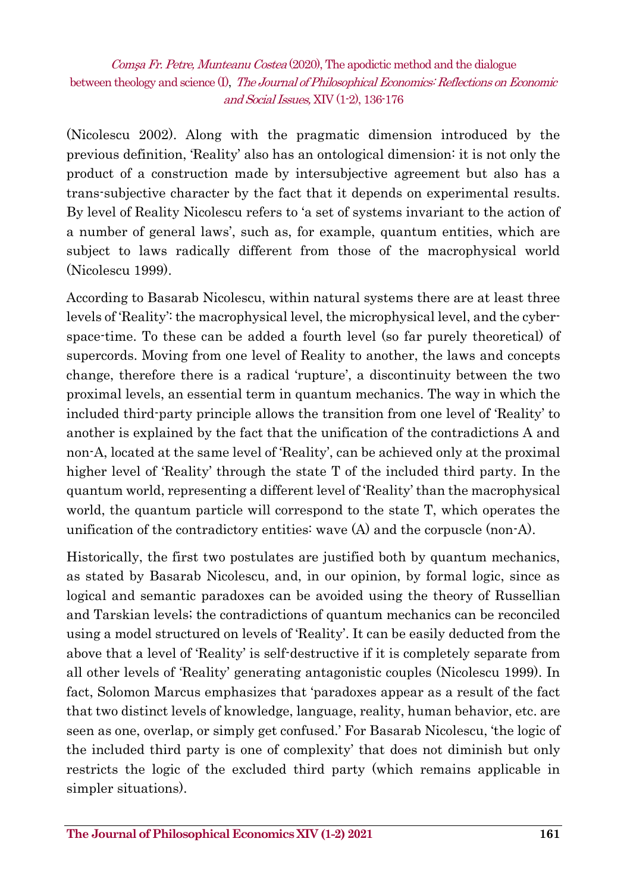(Nicolescu 2002). Along with the pragmatic dimension introduced by the previous definition, 'Reality' also has an ontological dimension: it is not only the product of a construction made by intersubjective agreement but also has a trans-subjective character by the fact that it depends on experimental results. By level of Reality Nicolescu refers to 'a set of systems invariant to the action of a number of general laws', such as, for example, quantum entities, which are subject to laws radically different from those of the macrophysical world (Nicolescu 1999).

According to Basarab Nicolescu, within natural systems there are at least three levels of 'Reality': the macrophysical level, the microphysical level, and the cyber-space-time. To these can be added a fourth level (so far purely theoretical) of supercords. Moving from one level of Reality to another, the laws and concepts change, therefore there is a radical 'rupture', a discontinuity between the two proximal levels, an essential term in quantum mechanics. The way in which the included third-party principle allows the transition from one level of 'Reality' to another is explained by the fact that the unification of the contradictions A and non-A, located at the same level of 'Reality', can be achieved only at the proximal higher level of 'Reality' through the state T of the included third party. In the quantum world, representing a different level of 'Reality' than the macrophysical world, the quantum particle will correspond to the state T, which operates the unification of the contradictory entities: wave (A) and the corpuscle (non-A).

Historically, the first two postulates are justified both by quantum mechanics, as stated by Basarab Nicolescu, and, in our opinion, by formal logic, since as logical and semantic paradoxes can be avoided using the theory of Russellian and Tarskian levels; the contradictions of quantum mechanics can be reconciled using a model structured on levels of 'Reality'. It can be easily deducted from the above that a level of 'Reality' is self-destructive if it is completely separate from all other levels of 'Reality' generating antagonistic couples (Nicolescu 1999). In fact, Solomon Marcus emphasizes that 'paradoxes appear as a result of the fact that two distinct levels of knowledge, language, reality, human behavior, etc. are seen as one, overlap, or simply get confused.' For Basarab Nicolescu, 'the logic of the included third party is one of complexity' that does not diminish but only restricts the logic of the excluded third party (which remains applicable in simpler situations).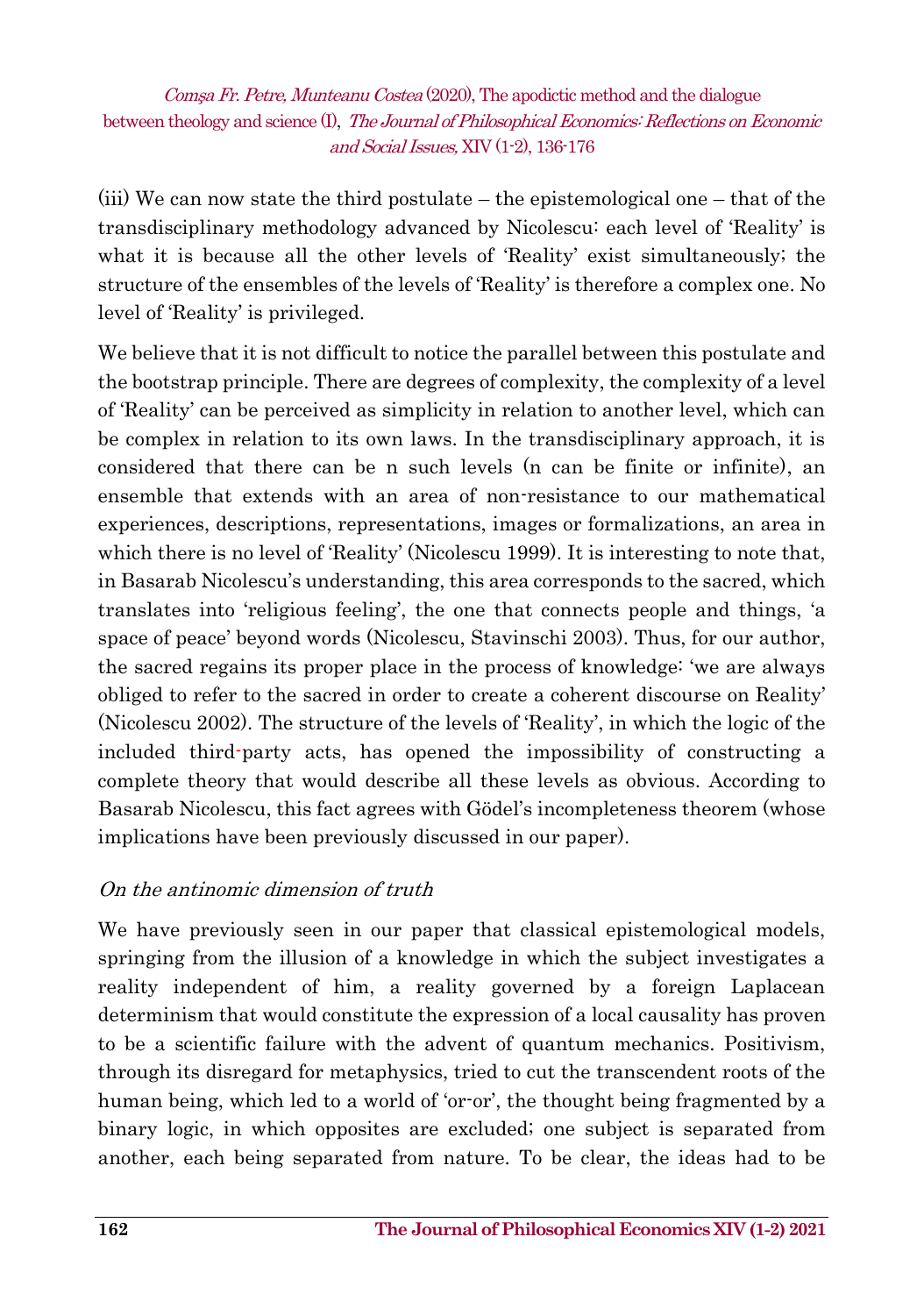(iii) We can now state the third postulate – the epistemological one – that of the transdisciplinary methodology advanced by Nicolescu: each level of 'Reality' is what it is because all the other levels of 'Reality' exist simultaneously; the structure of the ensembles of the levels of 'Reality' is therefore a complex one. No level of 'Reality' is privileged.

We believe that it is not difficult to notice the parallel between this postulate and the bootstrap principle. There are degrees of complexity, the complexity of a level of 'Reality' can be perceived as simplicity in relation to another level, which can be complex in relation to its own laws. In the transdisciplinary approach, it is considered that there can be n such levels (n can be finite or infinite), an ensemble that extends with an area of non-resistance to our mathematical experiences, descriptions, representations, images or formalizations, an area in which there is no level of 'Reality' (Nicolescu 1999). It is interesting to note that, in Basarab Nicolescu's understanding, this area corresponds to the sacred, which translates into 'religious feeling', the one that connects people and things, 'a space of peace' beyond words (Nicolescu, Stavinschi 2003). Thus, for our author, the sacred regains its proper place in the process of knowledge: 'we are always obliged to refer to the sacred in order to create a coherent discourse on Reality' (Nicolescu 2002). The structure of the levels of 'Reality', in which the logic of the included third-party acts, has opened the impossibility of constructing a complete theory that would describe all these levels as obvious. According to Basarab Nicolescu, this fact agrees with Gödel's incompleteness theorem (whose implications have been previously discussed in our paper).

### *On the antinomic dimension of truth*

We have previously seen in our paper that classical epistemological models, springing from the illusion of a knowledge in which the subject investigates a reality independent of him, a reality governed by a foreign Laplacean determinism that would constitute the expression of a local causality has proven to be a scientific failure with the advent of quantum mechanics. Positivism, through its disregard for metaphysics, tried to cut the transcendent roots of the human being, which led to a world of 'or-or', the thought being fragmented by a binary logic, in which opposites are excluded; one subject is separated from another, each being separated from nature. To be clear, the ideas had to be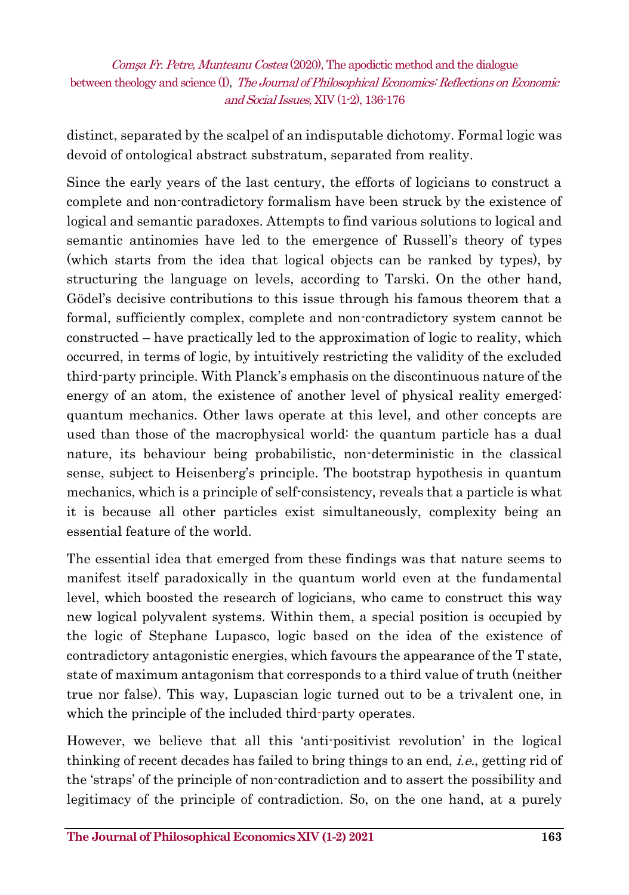distinct, separated by the scalpel of an indisputable dichotomy. Formal logic was devoid of ontological abstract substratum, separated from reality.

Since the early years of the last century, the efforts of logicians to construct a complete and non-contradictory formalism have been struck by the existence of logical and semantic paradoxes. Attempts to find various solutions to logical and semantic antinomies have led to the emergence of Russell's theory of types (which starts from the idea that logical objects can be ranked by types), by structuring the language on levels, according to Tarski. On the other hand, Gödel's decisive contributions to this issue through his famous theorem that a formal, sufficiently complex, complete and non-contradictory system cannot be constructed – have practically led to the approximation of logic to reality, which occurred, in terms of logic, by intuitively restricting the validity of the excluded third-party principle. With Planck's emphasis on the discontinuous nature of the energy of an atom, the existence of another level of physical reality emerged: quantum mechanics. Other laws operate at this level, and other concepts are used than those of the macrophysical world: the quantum particle has a dual nature, its behaviour being probabilistic, non-deterministic in the classical sense, subject to Heisenberg's principle. The bootstrap hypothesis in quantum mechanics, which is a principle of self-consistency, reveals that a particle is what it is because all other particles exist simultaneously, complexity being an essential feature of the world.

The essential idea that emerged from these findings was that nature seems to manifest itself paradoxically in the quantum world even at the fundamental level, which boosted the research of logicians, who came to construct this way new logical polyvalent systems. Within them, a special position is occupied by the logic of Stephane Lupasco, logic based on the idea of the existence of contradictory antagonistic energies, which favours the appearance of the T state, state of maximum antagonism that corresponds to a third value of truth (neither true nor false). This way, Lupascian logic turned out to be a trivalent one, in which the principle of the included third-party operates.

However, we believe that all this 'anti-positivist revolution' in the logical thinking of recent decades has failed to bring things to an end, *i.e.*, getting rid of the 'straps' of the principle of non-contradiction and to assert the possibility and legitimacy of the principle of contradiction. So, on the one hand, at a purely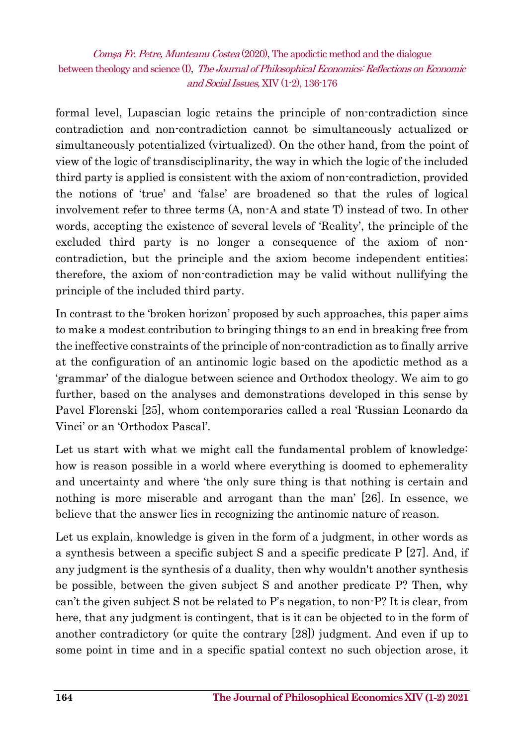formal level, Lupascian logic retains the principle of non-contradiction since contradiction and non-contradiction cannot be simultaneously actualized or simultaneously potentialized (virtualized). On the other hand, from the point of view of the logic of transdisciplinarity, the way in which the logic of the included third party is applied is consistent with the axiom of non-contradiction, provided the notions of 'true' and 'false' are broadened so that the rules of logical involvement refer to three terms (A, non-A and state T) instead of two. In other words, accepting the existence of several levels of 'Reality', the principle of the excluded third party is no longer a consequence of the axiom of non-contradiction, but the principle and the axiom become independent entities; therefore, the axiom of non-contradiction may be valid without nullifying the principle of the included third party.

In contrast to the 'broken horizon' proposed by such approaches, this paper aims to make a modest contribution to bringing things to an end in breaking free from the ineffective constraints of the principle of non-contradiction as to finally arrive at the configuration of an antinomic logic based on the apodictic method as a 'grammar' of the dialogue between science and Orthodox theology. We aim to go further, based on the analyses and demonstrations developed in this sense by Pavel Florenski [25], whom contemporaries called a real 'Russian Leonardo da Vinci' or an 'Orthodox Pascal'.

Let us start with what we might call the fundamental problem of knowledge: how is reason possible in a world where everything is doomed to ephemerality and uncertainty and where 'the only sure thing is that nothing is certain and nothing is more miserable and arrogant than the man' [26]. In essence, we believe that the answer lies in recognizing the antinomic nature of reason.

Let us explain, knowledge is given in the form of a judgment, in other words as a synthesis between a specific subject S and a specific predicate P [27]. And, if any judgment is the synthesis of a duality, then why wouldn't another synthesis be possible, between the given subject S and another predicate P? Then, why can't the given subject S not be related to P's negation, to non-P? It is clear, from here, that any judgment is contingent, that is it can be objected to in the form of another contradictory (or quite the contrary [28]) judgment. And even if up to some point in time and in a specific spatial context no such objection arose, it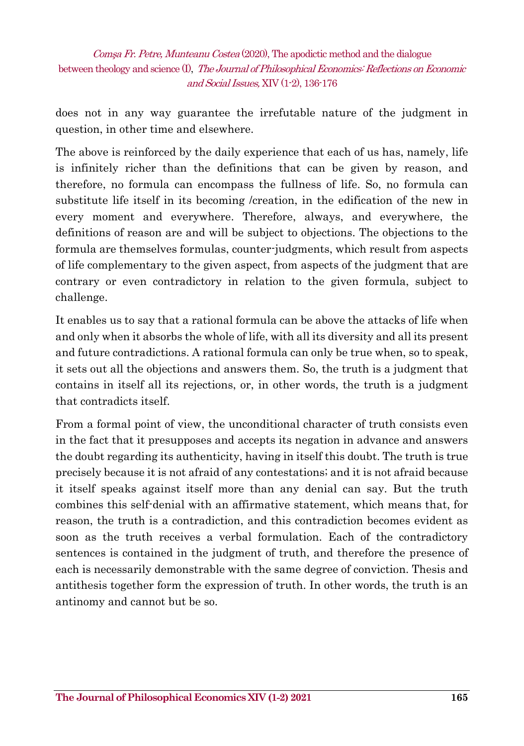does not in any way guarantee the irrefutable nature of the judgment in question, in other time and elsewhere.

The above is reinforced by the daily experience that each of us has, namely, life is infinitely richer than the definitions that can be given by reason, and therefore, no formula can encompass the fullness of life. So, no formula can substitute life itself in its becoming /creation, in the edification of the new in every moment and everywhere. Therefore, always, and everywhere, the definitions of reason are and will be subject to objections. The objections to the formula are themselves formulas, counter-judgments, which result from aspects of life complementary to the given aspect, from aspects of the judgment that are contrary or even contradictory in relation to the given formula, subject to challenge.

It enables us to say that a rational formula can be above the attacks of life when and only when it absorbs the whole of life, with all its diversity and all its present and future contradictions. A rational formula can only be true when, so to speak, it sets out all the objections and answers them. So, the truth is a judgment that contains in itself all its rejections, or, in other words, the truth is a judgment that contradicts itself.

From a formal point of view, the unconditional character of truth consists even in the fact that it presupposes and accepts its negation in advance and answers the doubt regarding its authenticity, having in itself this doubt. The truth is true precisely because it is not afraid of any contestations; and it is not afraid because it itself speaks against itself more than any denial can say. But the truth combines this self-denial with an affirmative statement, which means that, for reason, the truth is a contradiction, and this contradiction becomes evident as soon as the truth receives a verbal formulation. Each of the contradictory sentences is contained in the judgment of truth, and therefore the presence of each is necessarily demonstrable with the same degree of conviction. Thesis and antithesis together form the expression of truth. In other words, the truth is an antinomy and cannot but be so.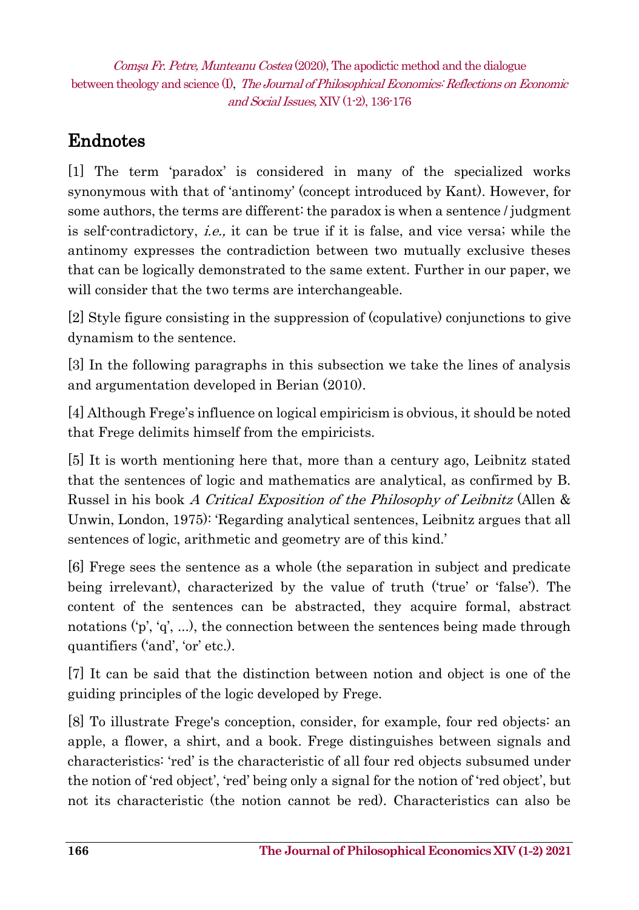# Endnotes

[1] The term 'paradox' is considered in many of the specialized works synonymous with that of 'antinomy' (concept introduced by Kant). However, for some authors, the terms are different: the paradox is when a sentence / judgment is self-contradictory, *i.e.,* it can be true if it is false, and vice versa; while the antinomy expresses the contradiction between two mutually exclusive theses that can be logically demonstrated to the same extent. Further in our paper, we will consider that the two terms are interchangeable.

[2] Style figure consisting in the suppression of (copulative) conjunctions to give dynamism to the sentence.

[3] In the following paragraphs in this subsection we take the lines of analysis and argumentation developed in Berian (2010).

[4] Although Frege's influence on logical empiricism is obvious, it should be noted that Frege delimits himself from the empiricists.

[5] It is worth mentioning here that, more than a century ago, Leibnitz stated that the sentences of logic and mathematics are analytical, as confirmed by B. Russel in his book *A Critical Exposition of the Philosophy of Leibnitz* (Allen & Unwin, London, 1975): 'Regarding analytical sentences, Leibnitz argues that all sentences of logic, arithmetic and geometry are of this kind.'

[6] Frege sees the sentence as a whole (the separation in subject and predicate being irrelevant), characterized by the value of truth ('true' or 'false'). The content of the sentences can be abstracted, they acquire formal, abstract notations ('p', 'q', ...), the connection between the sentences being made through quantifiers ('and', 'or' etc.).

[7] It can be said that the distinction between notion and object is one of the guiding principles of the logic developed by Frege.

[8] To illustrate Frege's conception, consider, for example, four red objects: an apple, a flower, a shirt, and a book. Frege distinguishes between signals and characteristics: 'red' is the characteristic of all four red objects subsumed under the notion of 'red object', 'red' being only a signal for the notion of 'red object', but not its characteristic (the notion cannot be red). Characteristics can also be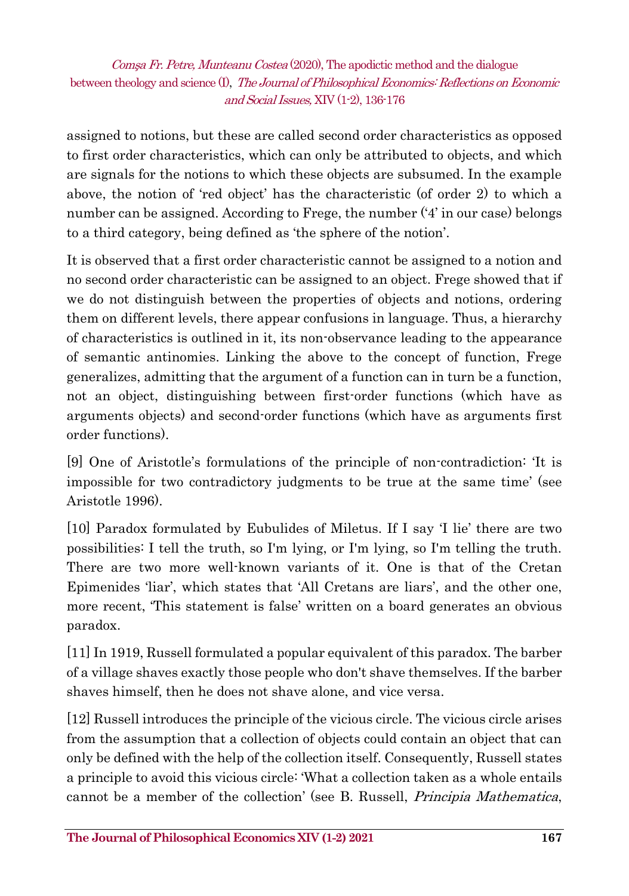assigned to notions, but these are called second order characteristics as opposed to first order characteristics, which can only be attributed to objects, and which are signals for the notions to which these objects are subsumed. In the example above, the notion of 'red object' has the characteristic (of order 2) to which a number can be assigned. According to Frege, the number ('4' in our case) belongs to a third category, being defined as 'the sphere of the notion'.

It is observed that a first order characteristic cannot be assigned to a notion and no second order characteristic can be assigned to an object. Frege showed that if we do not distinguish between the properties of objects and notions, ordering them on different levels, there appear confusions in language. Thus, a hierarchy of characteristics is outlined in it, its non-observance leading to the appearance of semantic antinomies. Linking the above to the concept of function, Frege generalizes, admitting that the argument of a function can in turn be a function, not an object, distinguishing between first-order functions (which have as arguments objects) and second-order functions (which have as arguments first order functions).

[9] One of Aristotle's formulations of the principle of non-contradiction: 'It is impossible for two contradictory judgments to be true at the same time' (see Aristotle 1996).

[10] Paradox formulated by Eubulides of Miletus. If I say 'I lie' there are two possibilities: I tell the truth, so I'm lying, or I'm lying, so I'm telling the truth. There are two more well-known variants of it. One is that of the Cretan Epimenides 'liar', which states that 'All Cretans are liars', and the other one, more recent, 'This statement is false' written on a board generates an obvious paradox.

[11] In 1919, Russell formulated a popular equivalent of this paradox. The barber of a village shaves exactly those people who don't shave themselves. If the barber shaves himself, then he does not shave alone, and vice versa.

[12] Russell introduces the principle of the vicious circle. The vicious circle arises from the assumption that a collection of objects could contain an object that can only be defined with the help of the collection itself. Consequently, Russell states a principle to avoid this vicious circle: 'What a collection taken as a whole entails cannot be a member of the collection' (see B. Russell, *Principia Mathematica*,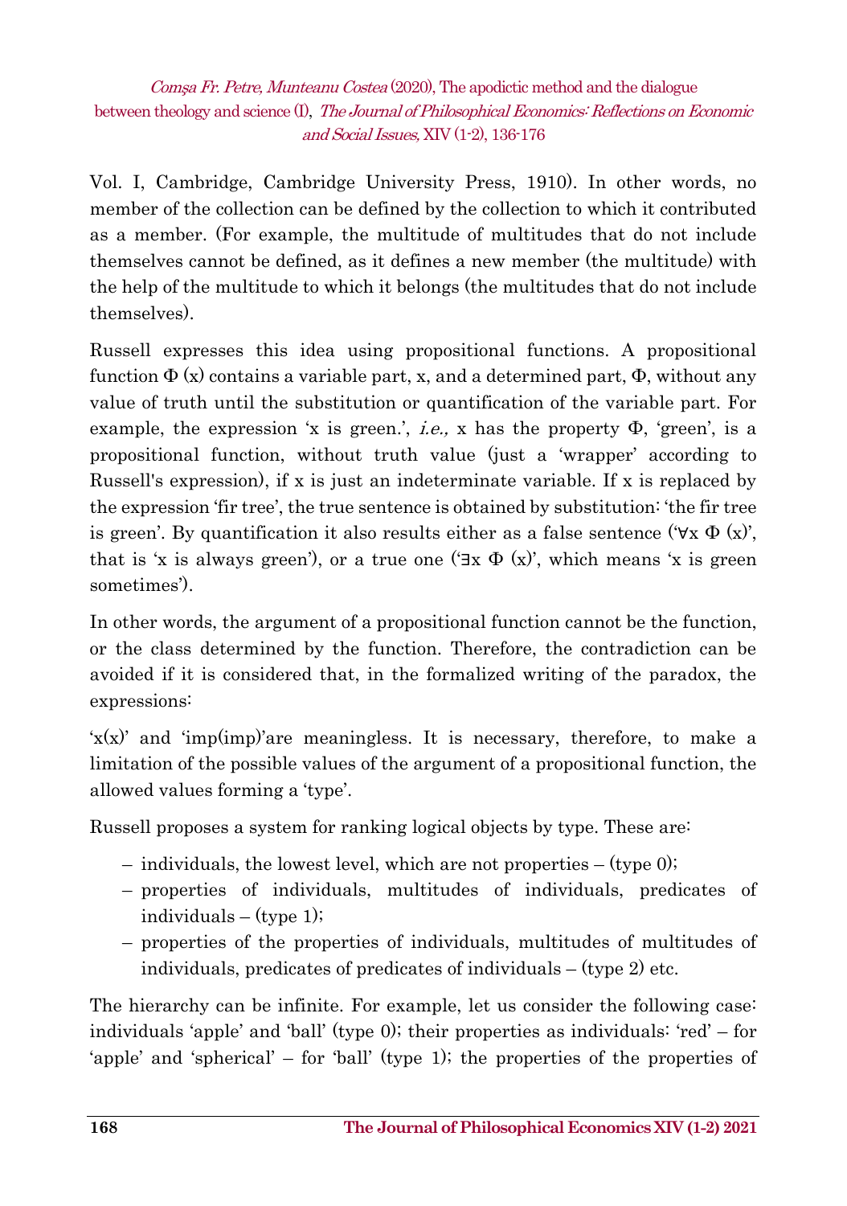Vol. I, Cambridge, Cambridge University Press, 1910). In other words, no member of the collection can be defined by the collection to which it contributed as a member. (For example, the multitude of multitudes that do not include themselves cannot be defined, as it defines a new member (the multitude) with the help of the multitude to which it belongs (the multitudes that do not include themselves).

Russell expresses this idea using propositional functions. A propositional function $\Phi$ (x) contains a variable part, x, and a determined part, $\Phi$, without any value of truth until the substitution or quantification of the variable part. For example, the expression 'x is green.', *i.e.,* x has the property $\Phi$, 'green', is a propositional function, without truth value (just a 'wrapper' according to Russell's expression), if x is just an indeterminate variable. If x is replaced by the expression 'fir tree', the true sentence is obtained by substitution: 'the fir tree is green'. By quantification it also results either as a false sentence ('$\forall x\ \Phi(x)$', that is 'x is always green'), or a true one ('$\exists x\ \Phi(x)$', which means 'x is green sometimes').

In other words, the argument of a propositional function cannot be the function, or the class determined by the function. Therefore, the contradiction can be avoided if it is considered that, in the formalized writing of the paradox, the expressions:

'x(x)' and 'imp(imp)'are meaningless. It is necessary, therefore, to make a limitation of the possible values of the argument of a propositional function, the allowed values forming a 'type'.

Russell proposes a system for ranking logical objects by type. These are:

- individuals, the lowest level, which are not properties – (type 0);
- properties of individuals, multitudes of individuals, predicates of individuals – (type 1);
- properties of the properties of individuals, multitudes of multitudes of individuals, predicates of predicates of individuals – (type 2) etc.

The hierarchy can be infinite. For example, let us consider the following case: individuals 'apple' and 'ball' (type 0); their properties as individuals: 'red' – for 'apple' and 'spherical' – for 'ball' (type 1); the properties of the properties of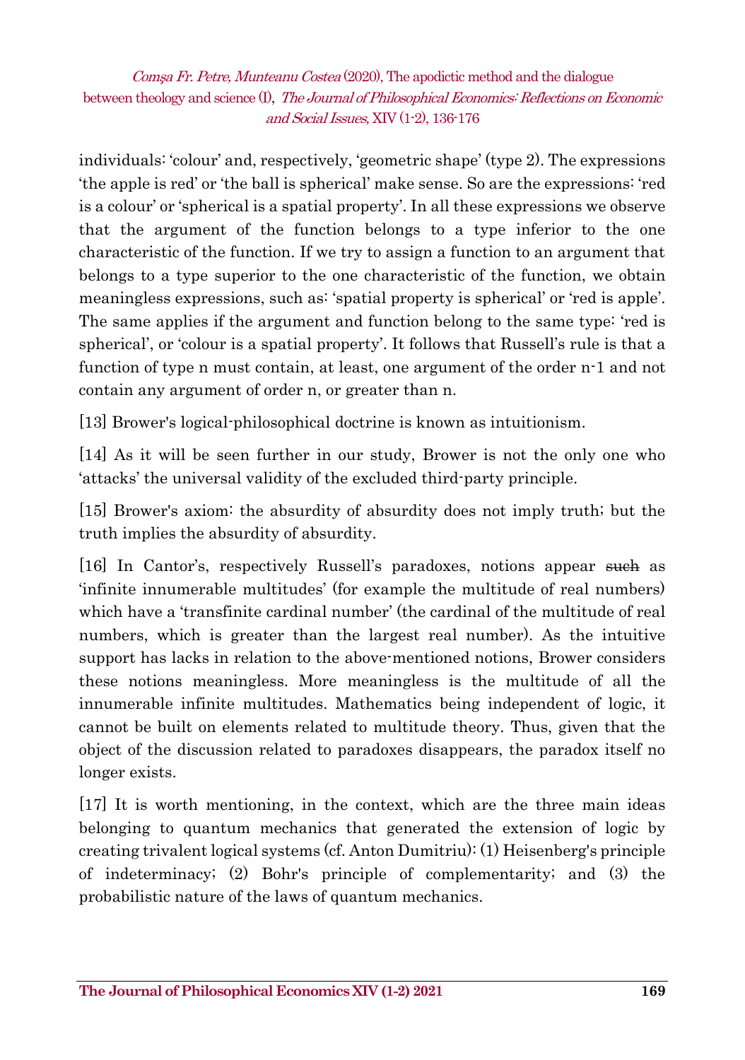individuals: 'colour' and, respectively, 'geometric shape' (type 2). The expressions 'the apple is red' or 'the ball is spherical' make sense. So are the expressions: 'red is a colour' or 'spherical is a spatial property'. In all these expressions we observe that the argument of the function belongs to a type inferior to the one characteristic of the function. If we try to assign a function to an argument that belongs to a type superior to the one characteristic of the function, we obtain meaningless expressions, such as: 'spatial property is spherical' or 'red is apple'. The same applies if the argument and function belong to the same type: 'red is spherical', or 'colour is a spatial property'. It follows that Russell's rule is that a function of type n must contain, at least, one argument of the order n-1 and not contain any argument of order n, or greater than n.

[13] Brower's logical-philosophical doctrine is known as intuitionism.

[14] As it will be seen further in our study, Brower is not the only one who 'attacks' the universal validity of the excluded third-party principle.

[15] Brower's axiom: the absurdity of absurdity does not imply truth; but the truth implies the absurdity of absurdity.

[16] In Cantor's, respectively Russell's paradoxes, notions appear ~~such~~ as 'infinite innumerable multitudes' (for example the multitude of real numbers) which have a 'transfinite cardinal number' (the cardinal of the multitude of real numbers, which is greater than the largest real number). As the intuitive support has lacks in relation to the above-mentioned notions, Brower considers these notions meaningless. More meaningless is the multitude of all the innumerable infinite multitudes. Mathematics being independent of logic, it cannot be built on elements related to multitude theory. Thus, given that the object of the discussion related to paradoxes disappears, the paradox itself no longer exists.

[17] It is worth mentioning, in the context, which are the three main ideas belonging to quantum mechanics that generated the extension of logic by creating trivalent logical systems (cf. Anton Dumitriu): (1) Heisenberg's principle of indeterminacy; (2) Bohr's principle of complementarity; and (3) the probabilistic nature of the laws of quantum mechanics.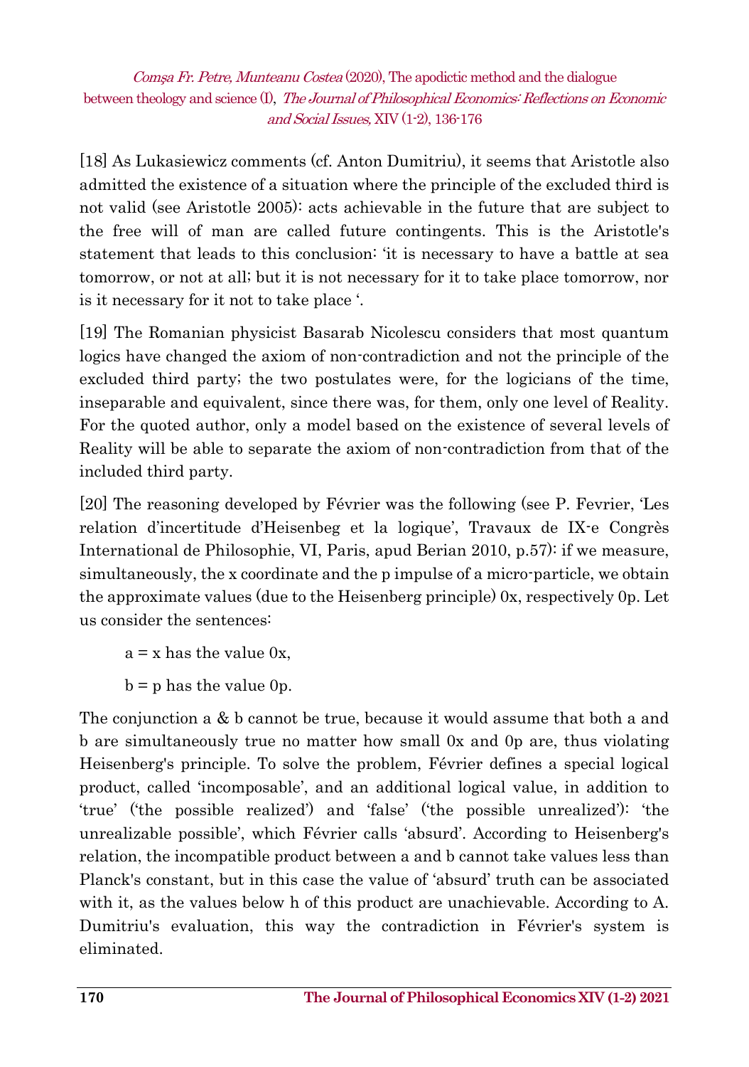[18] As Lukasiewicz comments (cf. Anton Dumitriu), it seems that Aristotle also admitted the existence of a situation where the principle of the excluded third is not valid (see Aristotle 2005): acts achievable in the future that are subject to the free will of man are called future contingents. This is the Aristotle's statement that leads to this conclusion: 'it is necessary to have a battle at sea tomorrow, or not at all; but it is not necessary for it to take place tomorrow, nor is it necessary for it not to take place '.

[19] The Romanian physicist Basarab Nicolescu considers that most quantum logics have changed the axiom of non-contradiction and not the principle of the excluded third party; the two postulates were, for the logicians of the time, inseparable and equivalent, since there was, for them, only one level of Reality. For the quoted author, only a model based on the existence of several levels of Reality will be able to separate the axiom of non-contradiction from that of the included third party.

[20] The reasoning developed by Février was the following (see P. Fevrier, 'Les relation d'incertitude d'Heisenbeg et la logique', Travaux de IX-e Congrès International de Philosophie, VI, Paris, apud Berian 2010, p.57): if we measure, simultaneously, the x coordinate and the p impulse of a micro-particle, we obtain the approximate values (due to the Heisenberg principle) 0x, respectively 0p. Let us consider the sentences:

a = x has the value 0x,

b = p has the value 0p.

The conjunction a & b cannot be true, because it would assume that both a and b are simultaneously true no matter how small 0x and 0p are, thus violating Heisenberg's principle. To solve the problem, Février defines a special logical product, called 'incomposable', and an additional logical value, in addition to 'true' ('the possible realized') and 'false' ('the possible unrealized'): 'the unrealizable possible', which Février calls 'absurd'. According to Heisenberg's relation, the incompatible product between a and b cannot take values less than Planck's constant, but in this case the value of 'absurd' truth can be associated with it, as the values below h of this product are unachievable. According to A. Dumitriu's evaluation, this way the contradiction in Février's system is eliminated.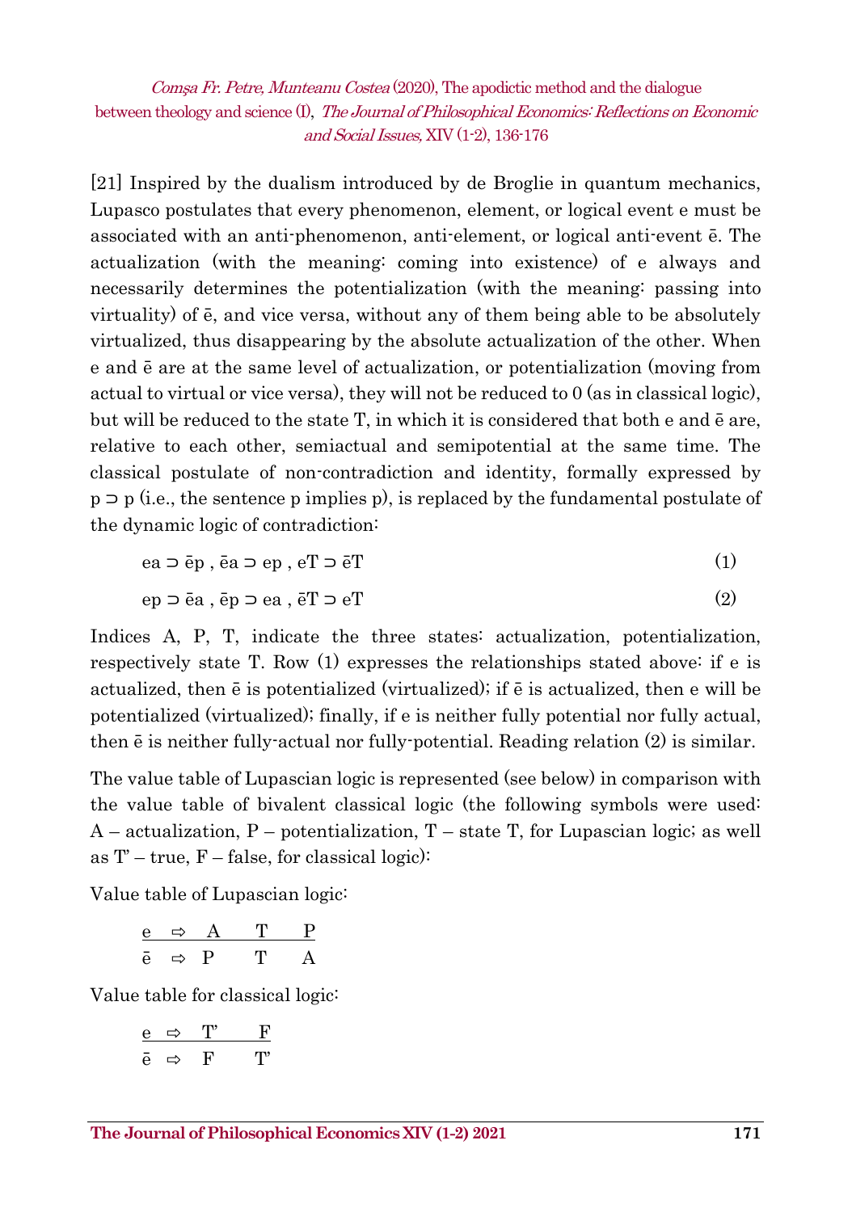[21] Inspired by the dualism introduced by de Broglie in quantum mechanics, Lupasco postulates that every phenomenon, element, or logical event e must be associated with an anti-phenomenon, anti-element, or logical anti-event ē. The actualization (with the meaning: coming into existence) of e always and necessarily determines the potentialization (with the meaning: passing into virtuality) of ē, and vice versa, without any of them being able to be absolutely virtualized, thus disappearing by the absolute actualization of the other. When e and ē are at the same level of actualization, or potentialization (moving from actual to virtual or vice versa), they will not be reduced to 0 (as in classical logic), but will be reduced to the state T, in which it is considered that both e and ē are, relative to each other, semiactual and semipotential at the same time. The classical postulate of non-contradiction and identity, formally expressed by $p \supset p$ (i.e., the sentence p implies p), is replaced by the fundamental postulate of the dynamic logic of contradiction:

$$e_a \supset \bar{e}_p \,,\; \bar{e}_a \supset e_p \,,\; e_T \supset \bar{e}_T \tag{1}$$

$$e_p \supset \bar{e}_a \,,\; \bar{e}_p \supset e_a \,,\; \bar{e}_T \supset e_T \tag{2}$$

Indices A, P, T, indicate the three states: actualization, potentialization, respectively state T. Row (1) expresses the relationships stated above: if e is actualized, then ē is potentialized (virtualized); if ē is actualized, then e will be potentialized (virtualized); finally, if e is neither fully potential nor fully actual, then ē is neither fully-actual nor fully-potential. Reading relation (2) is similar.

The value table of Lupascian logic is represented (see below) in comparison with the value table of bivalent classical logic (the following symbols were used: A – actualization, P – potentialization, T – state T, for Lupascian logic; as well as T' – true, F – false, for classical logic):

Value table of Lupascian logic:

| e | ⇨ | A | T | P |
|---|---|---|---|---|
| ē | ⇨ | P | T | A |

Value table for classical logic:

| e | ⇨ | T' | F |
|---|---|---|---|
| ē | ⇨ | F | T' |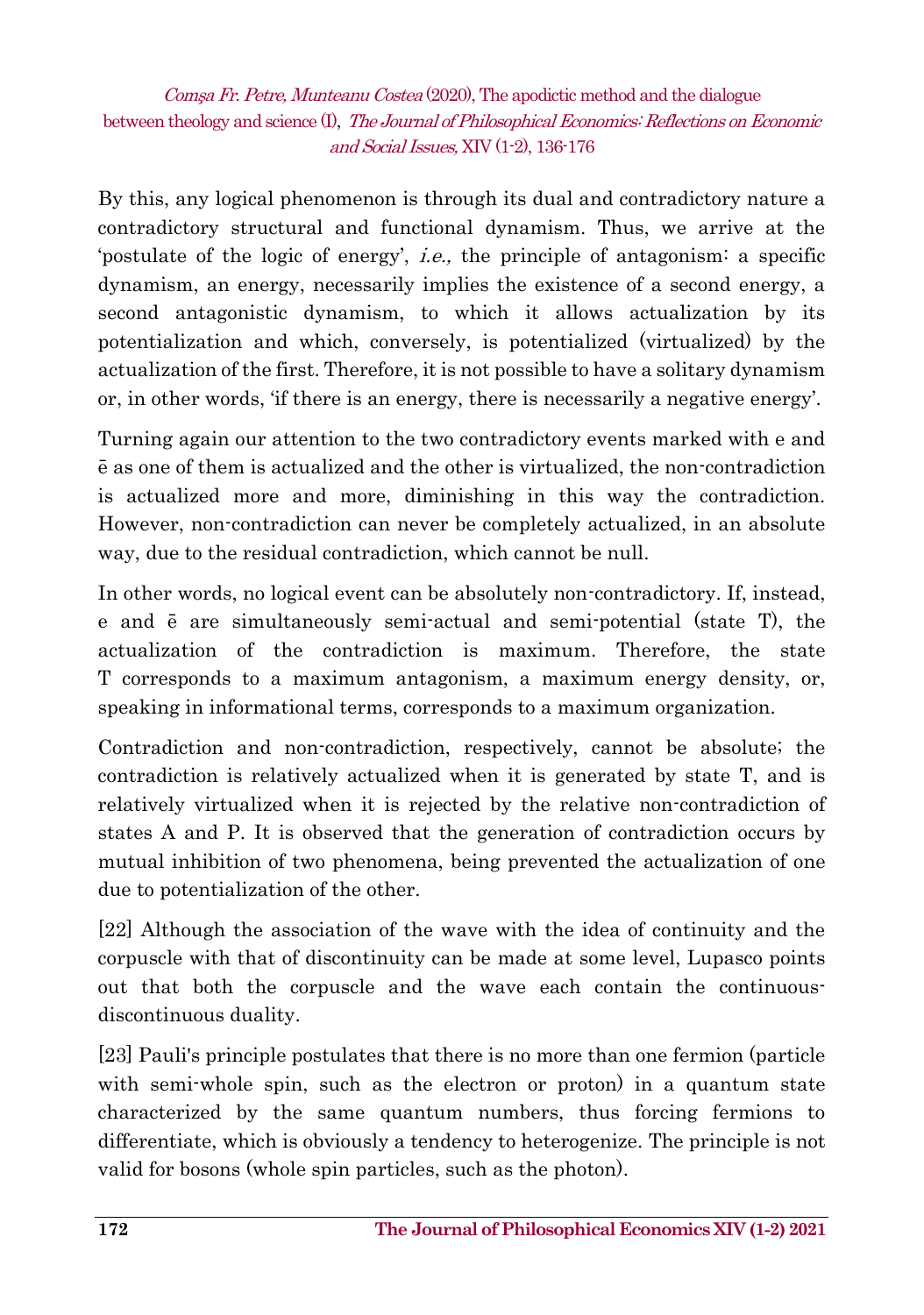By this, any logical phenomenon is through its dual and contradictory nature a contradictory structural and functional dynamism. Thus, we arrive at the 'postulate of the logic of energy', *i.e.,* the principle of antagonism: a specific dynamism, an energy, necessarily implies the existence of a second energy, a second antagonistic dynamism, to which it allows actualization by its potentialization and which, conversely, is potentialized (virtualized) by the actualization of the first. Therefore, it is not possible to have a solitary dynamism or, in other words, 'if there is an energy, there is necessarily a negative energy'.

Turning again our attention to the two contradictory events marked with e and ē as one of them is actualized and the other is virtualized, the non-contradiction is actualized more and more, diminishing in this way the contradiction. However, non-contradiction can never be completely actualized, in an absolute way, due to the residual contradiction, which cannot be null.

In other words, no logical event can be absolutely non-contradictory. If, instead, e and ē are simultaneously semi-actual and semi-potential (state T), the actualization of the contradiction is maximum. Therefore, the state T corresponds to a maximum antagonism, a maximum energy density, or, speaking in informational terms, corresponds to a maximum organization.

Contradiction and non-contradiction, respectively, cannot be absolute; the contradiction is relatively actualized when it is generated by state T, and is relatively virtualized when it is rejected by the relative non-contradiction of states A and P. It is observed that the generation of contradiction occurs by mutual inhibition of two phenomena, being prevented the actualization of one due to potentialization of the other.

[22] Although the association of the wave with the idea of continuity and the corpuscle with that of discontinuity can be made at some level, Lupasco points out that both the corpuscle and the wave each contain the continuous-discontinuous duality.

[23] Pauli's principle postulates that there is no more than one fermion (particle with semi-whole spin, such as the electron or proton) in a quantum state characterized by the same quantum numbers, thus forcing fermions to differentiate, which is obviously a tendency to heterogenize. The principle is not valid for bosons (whole spin particles, such as the photon).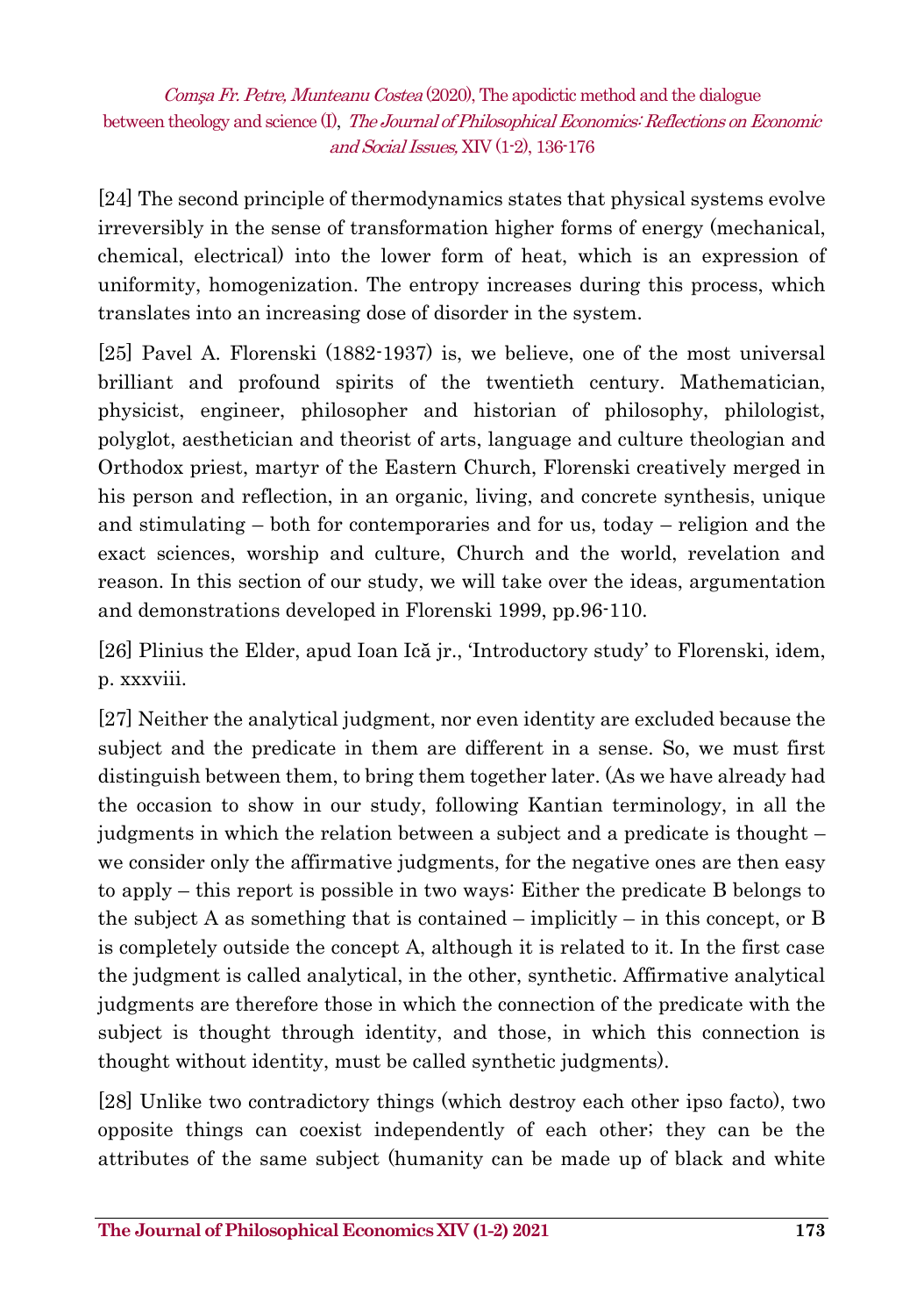[24] The second principle of thermodynamics states that physical systems evolve irreversibly in the sense of transformation higher forms of energy (mechanical, chemical, electrical) into the lower form of heat, which is an expression of uniformity, homogenization. The entropy increases during this process, which translates into an increasing dose of disorder in the system.

[25] Pavel A. Florenski (1882-1937) is, we believe, one of the most universal brilliant and profound spirits of the twentieth century. Mathematician, physicist, engineer, philosopher and historian of philosophy, philologist, polyglot, aesthetician and theorist of arts, language and culture theologian and Orthodox priest, martyr of the Eastern Church, Florenski creatively merged in his person and reflection, in an organic, living, and concrete synthesis, unique and stimulating – both for contemporaries and for us, today – religion and the exact sciences, worship and culture, Church and the world, revelation and reason. In this section of our study, we will take over the ideas, argumentation and demonstrations developed in Florenski 1999, pp.96-110.

[26] Plinius the Elder, apud Ioan Ică jr., 'Introductory study' to Florenski, idem, p. xxxviii.

[27] Neither the analytical judgment, nor even identity are excluded because the subject and the predicate in them are different in a sense. So, we must first distinguish between them, to bring them together later. (As we have already had the occasion to show in our study, following Kantian terminology, in all the judgments in which the relation between a subject and a predicate is thought – we consider only the affirmative judgments, for the negative ones are then easy to apply – this report is possible in two ways: Either the predicate B belongs to the subject A as something that is contained – implicitly – in this concept, or B is completely outside the concept A, although it is related to it. In the first case the judgment is called analytical, in the other, synthetic. Affirmative analytical judgments are therefore those in which the connection of the predicate with the subject is thought through identity, and those, in which this connection is thought without identity, must be called synthetic judgments).

[28] Unlike two contradictory things (which destroy each other ipso facto), two opposite things can coexist independently of each other; they can be the attributes of the same subject (humanity can be made up of black and white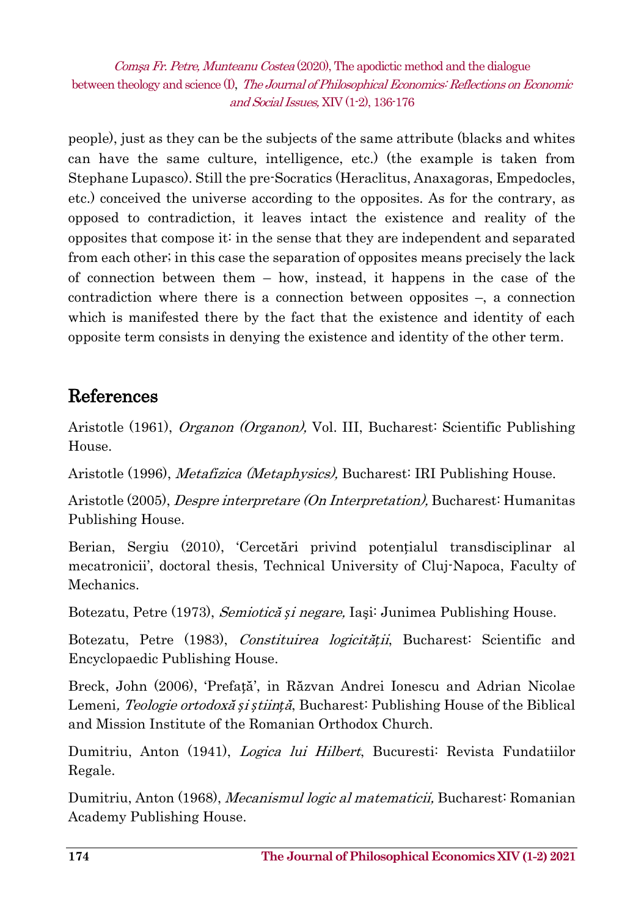people), just as they can be the subjects of the same attribute (blacks and whites can have the same culture, intelligence, etc.) (the example is taken from Stephane Lupasco). Still the pre-Socratics (Heraclitus, Anaxagoras, Empedocles, etc.) conceived the universe according to the opposites. As for the contrary, as opposed to contradiction, it leaves intact the existence and reality of the opposites that compose it: in the sense that they are independent and separated from each other; in this case the separation of opposites means precisely the lack of connection between them – how, instead, it happens in the case of the contradiction where there is a connection between opposites –, a connection which is manifested there by the fact that the existence and identity of each opposite term consists in denying the existence and identity of the other term.

## References

Aristotle (1961), *Organon (Organon),* Vol. III, Bucharest: Scientific Publishing House.

Aristotle (1996), *Metafizica (Metaphysics),* Bucharest: IRI Publishing House.

Aristotle (2005), *Despre interpretare (On Interpretation),* Bucharest: Humanitas Publishing House.

Berian, Sergiu (2010), 'Cercetări privind potențialul transdisciplinar al mecatronicii', doctoral thesis, Technical University of Cluj-Napoca, Faculty of Mechanics.

Botezatu, Petre (1973), *Semiotică și negare,* Iaşi: Junimea Publishing House.

Botezatu, Petre (1983), *Constituirea logicității*, Bucharest: Scientific and Encyclopaedic Publishing House.

Breck, John (2006), 'Prefață', in Răzvan Andrei Ionescu and Adrian Nicolae Lemeni*, Teologie ortodoxă și știință*, Bucharest: Publishing House of the Biblical and Mission Institute of the Romanian Orthodox Church.

Dumitriu, Anton (1941), *Logica lui Hilbert*, Bucuresti: Revista Fundatiilor Regale.

Dumitriu, Anton (1968), *Mecanismul logic al matematicii,* Bucharest: Romanian Academy Publishing House.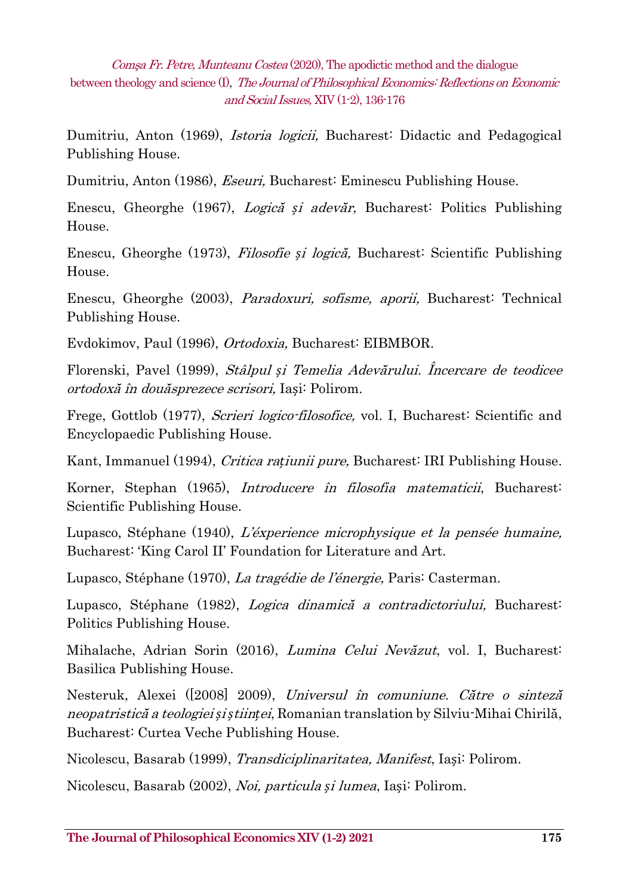Dumitriu, Anton (1969), *Istoria logicii,* Bucharest: Didactic and Pedagogical Publishing House.

Dumitriu, Anton (1986), *Eseuri,* Bucharest: Eminescu Publishing House.

Enescu, Gheorghe (1967), *Logică și adevăr,* Bucharest: Politics Publishing House.

Enescu, Gheorghe (1973), *Filosofie și logică,* Bucharest: Scientific Publishing House.

Enescu, Gheorghe (2003), *Paradoxuri, sofisme, aporii,* Bucharest: Technical Publishing House.

Evdokimov, Paul (1996), *Ortodoxia,* Bucharest: EIBMBOR.

Florenski, Pavel (1999), *Stâlpul și Temelia Adevărului. Încercare de teodicee ortodoxă în douăsprezece scrisori,* Iași: Polirom.

Frege, Gottlob (1977), *Scrieri logico-filosofice,* vol. I, Bucharest: Scientific and Encyclopaedic Publishing House.

Kant, Immanuel (1994), *Critica rațiunii pure,* Bucharest: IRI Publishing House.

Korner, Stephan (1965), *Introducere în filosofia matematicii*, Bucharest: Scientific Publishing House.

Lupasco, Stéphane (1940), *L'éxperience microphysique et la pensée humaine,* Bucharest: 'King Carol II' Foundation for Literature and Art.

Lupasco, Stéphane (1970), *La tragédie de l'énergie,* Paris: Casterman.

Lupasco, Stéphane (1982), *Logica dinamică a contradictoriului,* Bucharest: Politics Publishing House.

Mihalache, Adrian Sorin (2016), *Lumina Celui Nevăzut*, vol. I, Bucharest: Basilica Publishing House.

Nesteruk, Alexei ([2008] 2009), *Universul în comuniune. Către o sinteză neopatristică a teologiei și științei*, Romanian translation by Silviu-Mihai Chirilă, Bucharest: Curtea Veche Publishing House.

Nicolescu, Basarab (1999), *Transdiciplinaritatea, Manifest*, Iași: Polirom.

Nicolescu, Basarab (2002), *Noi, particula și lumea*, Iași: Polirom.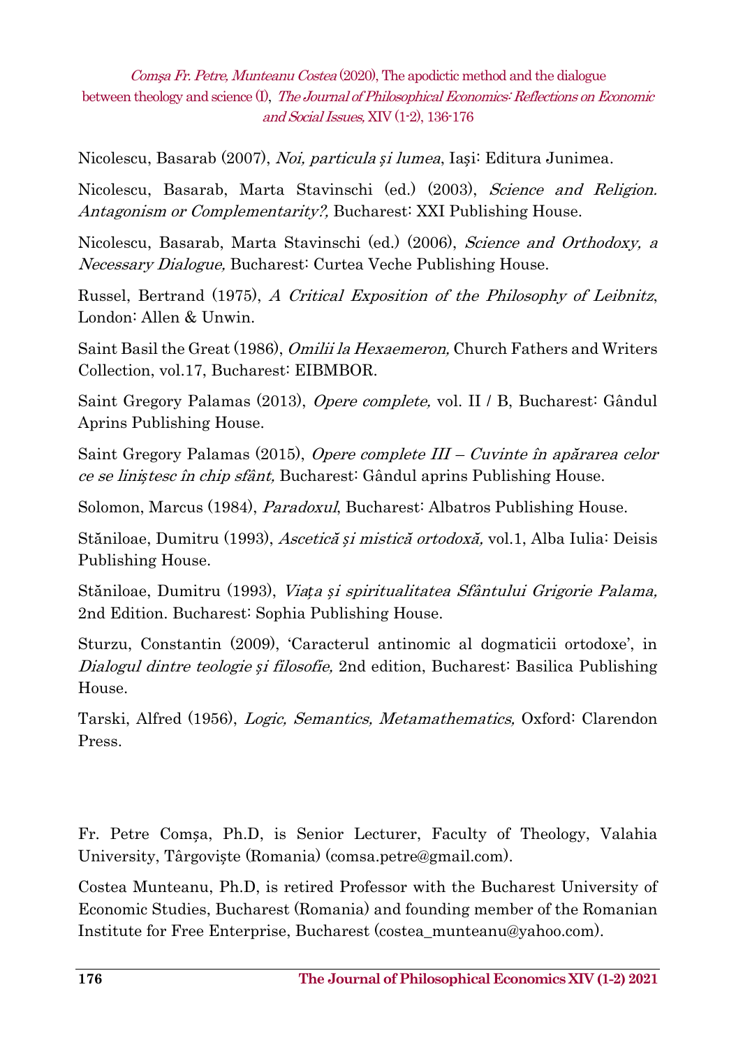Nicolescu, Basarab (2007), *Noi, particula și lumea*, Iași: Editura Junimea.

Nicolescu, Basarab, Marta Stavinschi (ed.) (2003), *Science and Religion. Antagonism or Complementarity?,* Bucharest: XXI Publishing House.

Nicolescu, Basarab, Marta Stavinschi (ed.) (2006), *Science and Orthodoxy, a Necessary Dialogue,* Bucharest: Curtea Veche Publishing House.

Russel, Bertrand (1975), *A Critical Exposition of the Philosophy of Leibnitz*, London: Allen & Unwin.

Saint Basil the Great (1986), *Omilii la Hexaemeron,* Church Fathers and Writers Collection, vol.17, Bucharest: EIBMBOR.

Saint Gregory Palamas (2013), *Opere complete,* vol. II / B, Bucharest: Gândul Aprins Publishing House.

Saint Gregory Palamas (2015), *Opere complete III – Cuvinte în apărarea celor ce se liniștesc în chip sfânt,* Bucharest: Gândul aprins Publishing House.

Solomon, Marcus (1984), *Paradoxul*, Bucharest: Albatros Publishing House.

Stăniloae, Dumitru (1993), *Ascetică și mistică ortodoxă,* vol.1, Alba Iulia: Deisis Publishing House.

Stăniloae, Dumitru (1993), *Viața și spiritualitatea Sfântului Grigorie Palama,* 2nd Edition. Bucharest: Sophia Publishing House.

Sturzu, Constantin (2009), 'Caracterul antinomic al dogmaticii ortodoxe', in *Dialogul dintre teologie și filosofie,* 2nd edition, Bucharest: Basilica Publishing House.

Tarski, Alfred (1956), *Logic, Semantics, Metamathematics,* Oxford: Clarendon Press.

Fr. Petre Comșa, Ph.D, is Senior Lecturer, Faculty of Theology, Valahia University, Târgoviște (Romania) (comsa.petre@gmail.com).

Costea Munteanu, Ph.D, is retired Professor with the Bucharest University of Economic Studies, Bucharest (Romania) and founding member of the Romanian Institute for Free Enterprise, Bucharest (costea_munteanu@yahoo.com).